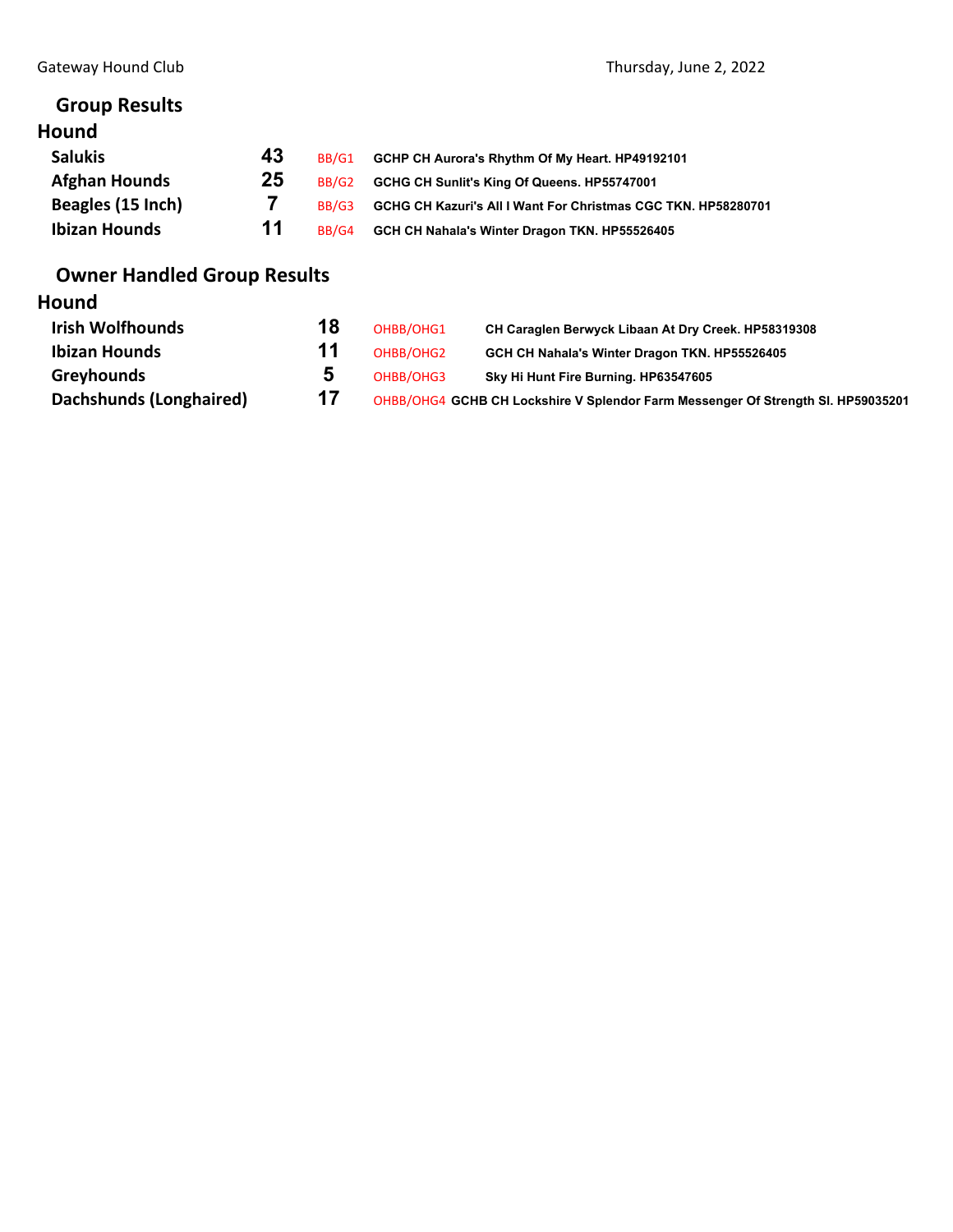Gateway Hound Club

Thursday, June 2, 2022

## Group Results

### Hound

| Breed | Entries | Award | Dog |
| --- | --- | --- | --- |
| Salukis | 43 | BB/G1 | GCHP CH Aurora's Rhythm Of My Heart. HP49192101 |
| Afghan Hounds | 25 | BB/G2 | GCHG CH Sunlit's King Of Queens. HP55747001 |
| Beagles (15 Inch) | 7 | BB/G3 | GCHG CH Kazuri's All I Want For Christmas CGC TKN. HP58280701 |
| Ibizan Hounds | 11 | BB/G4 | GCH CH Nahala's Winter Dragon TKN. HP55526405 |

## Owner Handled Group Results

### Hound

| Breed | Entries | Award | Dog |
| --- | --- | --- | --- |
| Irish Wolfhounds | 18 | OHBB/OHG1 | CH Caraglen Berwyck Libaan At Dry Creek. HP58319308 |
| Ibizan Hounds | 11 | OHBB/OHG2 | GCH CH Nahala's Winter Dragon TKN. HP55526405 |
| Greyhounds | 5 | OHBB/OHG3 | Sky Hi Hunt Fire Burning. HP63547605 |
| Dachshunds (Longhaired) | 17 | OHBB/OHG4 | GCHB CH Lockshire V Splendor Farm Messenger Of Strength SI. HP59035201 |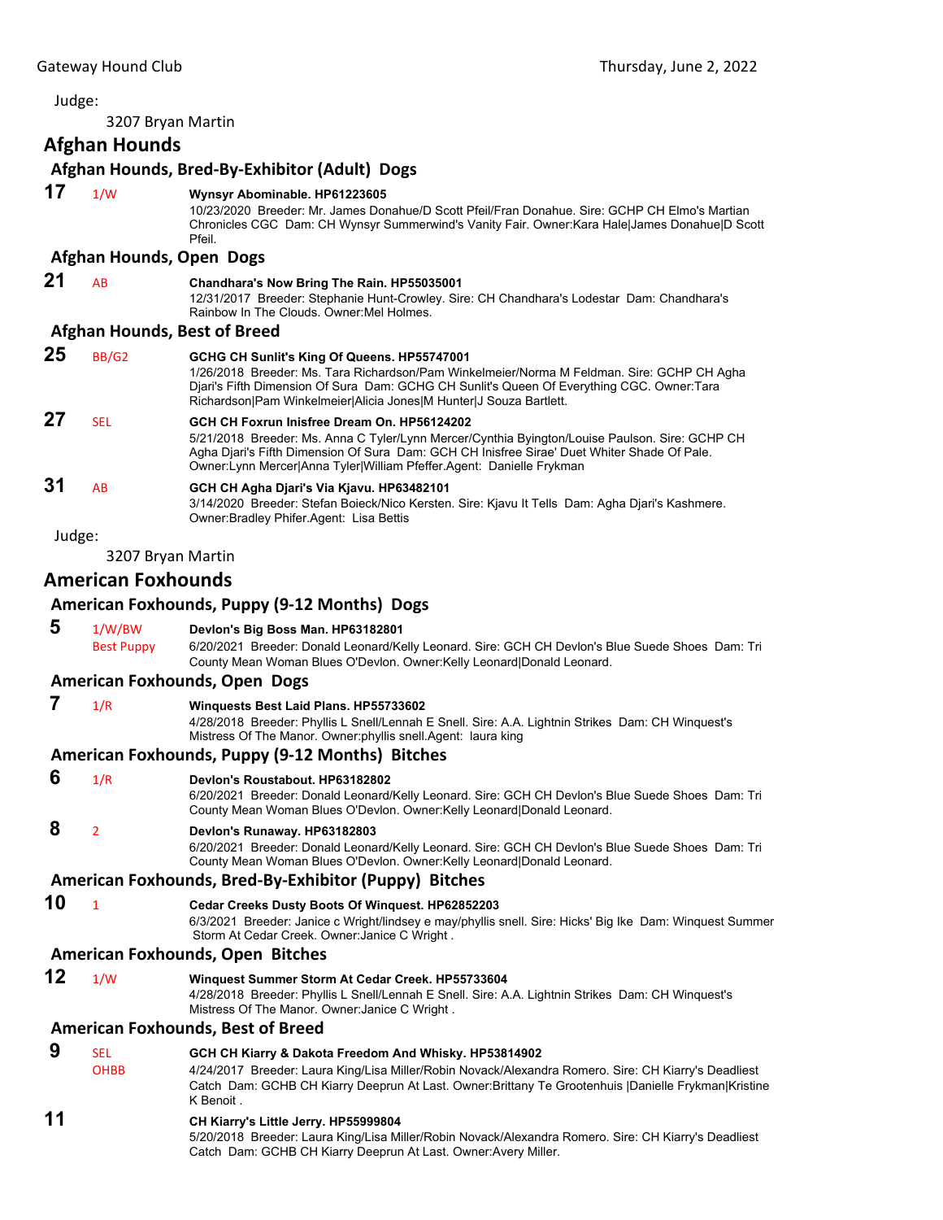Judge:

3207 Bryan Martin

## Afghan Hounds

### Afghan Hounds, Bred-By-Exhibitor (Adult) Dogs

**17** 1/W **Wynsyr Abominable. HP61223605**
10/23/2020 Breeder: Mr. James Donahue/D Scott Pfeil/Fran Donahue. Sire: GCHP CH Elmo's Martian Chronicles CGC Dam: CH Wynsyr Summerwind's Vanity Fair. Owner:Kara Hale|James Donahue|D Scott Pfeil.

### Afghan Hounds, Open Dogs

**21** AB **Chandhara's Now Bring The Rain. HP55035001**
12/31/2017 Breeder: Stephanie Hunt-Crowley. Sire: CH Chandhara's Lodestar Dam: Chandhara's Rainbow In The Clouds. Owner:Mel Holmes.

### Afghan Hounds, Best of Breed

**25** BB/G2 **GCHG CH Sunlit's King Of Queens. HP55747001**
1/26/2018 Breeder: Ms. Tara Richardson/Pam Winkelmeier/Norma M Feldman. Sire: GCHP CH Agha Djari's Fifth Dimension Of Sura Dam: GCHG CH Sunlit's Queen Of Everything CGC. Owner:Tara Richardson|Pam Winkelmeier|Alicia Jones|M Hunter|J Souza Bartlett.

**27** SEL **GCH CH Foxrun Inisfree Dream On. HP56124202**
5/21/2018 Breeder: Ms. Anna C Tyler/Lynn Mercer/Cynthia Byington/Louise Paulson. Sire: GCHP CH Agha Djari's Fifth Dimension Of Sura Dam: GCH CH Inisfree Sirae' Duet Whiter Shade Of Pale. Owner:Lynn Mercer|Anna Tyler|William Pfeffer.Agent: Danielle Frykman

**31** AB **GCH CH Agha Djari's Via Kjavu. HP63482101**
3/14/2020 Breeder: Stefan Boieck/Nico Kersten. Sire: Kjavu It Tells Dam: Agha Djari's Kashmere. Owner:Bradley Phifer.Agent: Lisa Bettis

Judge:

3207 Bryan Martin

## American Foxhounds

### American Foxhounds, Puppy (9-12 Months) Dogs

**5** 1/W/BW Best Puppy **Devlon's Big Boss Man. HP63182801**
6/20/2021 Breeder: Donald Leonard/Kelly Leonard. Sire: GCH CH Devlon's Blue Suede Shoes Dam: Tri County Mean Woman Blues O'Devlon. Owner:Kelly Leonard|Donald Leonard.

### American Foxhounds, Open Dogs

**7** 1/R **Winquests Best Laid Plans. HP55733602**
4/28/2018 Breeder: Phyllis L Snell/Lennah E Snell. Sire: A.A. Lightnin Strikes Dam: CH Winquest's Mistress Of The Manor. Owner:phyllis snell.Agent: laura king

### American Foxhounds, Puppy (9-12 Months) Bitches

**6** 1/R **Devlon's Roustabout. HP63182802**
6/20/2021 Breeder: Donald Leonard/Kelly Leonard. Sire: GCH CH Devlon's Blue Suede Shoes Dam: Tri County Mean Woman Blues O'Devlon. Owner:Kelly Leonard|Donald Leonard.

**8** 2 **Devlon's Runaway. HP63182803**
6/20/2021 Breeder: Donald Leonard/Kelly Leonard. Sire: GCH CH Devlon's Blue Suede Shoes Dam: Tri County Mean Woman Blues O'Devlon. Owner:Kelly Leonard|Donald Leonard.

### American Foxhounds, Bred-By-Exhibitor (Puppy) Bitches

**10** 1 **Cedar Creeks Dusty Boots Of Winquest. HP62852203**
6/3/2021 Breeder: Janice c Wright/lindsey e may/phyllis snell. Sire: Hicks' Big Ike Dam: Winquest Summer Storm At Cedar Creek. Owner:Janice C Wright .

### American Foxhounds, Open Bitches

**12** 1/W **Winquest Summer Storm At Cedar Creek. HP55733604**
4/28/2018 Breeder: Phyllis L Snell/Lennah E Snell. Sire: A.A. Lightnin Strikes Dam: CH Winquest's Mistress Of The Manor. Owner:Janice C Wright .

### American Foxhounds, Best of Breed

**9** SEL OHBB **GCH CH Kiarry & Dakota Freedom And Whisky. HP53814902**
4/24/2017 Breeder: Laura King/Lisa Miller/Robin Novack/Alexandra Romero. Sire: CH Kiarry's Deadliest Catch Dam: GCHB CH Kiarry Deeprun At Last. Owner:Brittany Te Grootenhuis |Danielle Frykman|Kristine K Benoit .

**11** **CH Kiarry's Little Jerry. HP55999804**
5/20/2018 Breeder: Laura King/Lisa Miller/Robin Novack/Alexandra Romero. Sire: CH Kiarry's Deadliest Catch Dam: GCHB CH Kiarry Deeprun At Last. Owner:Avery Miller.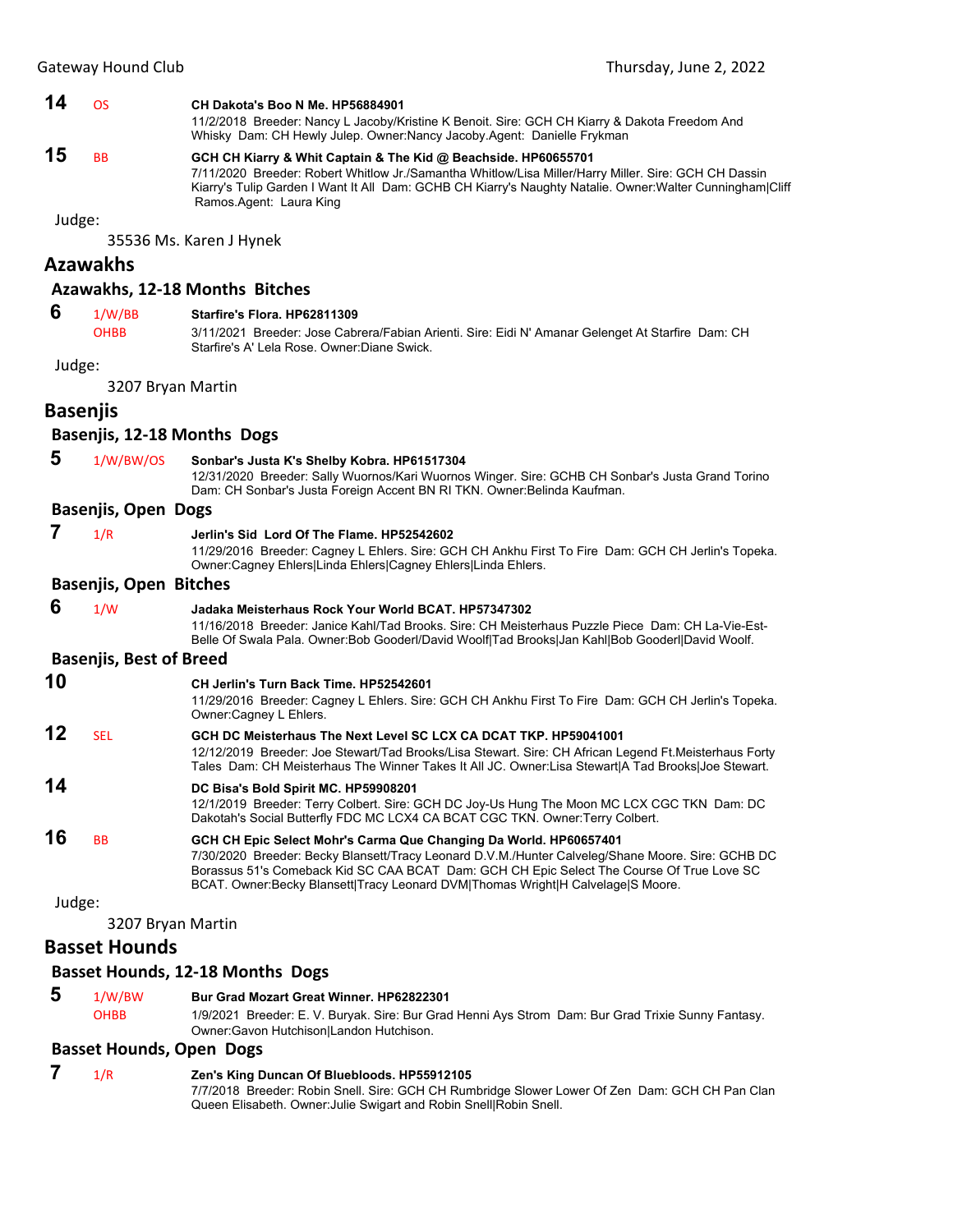**14** OS **CH Dakota's Boo N Me. HP56884901**
11/2/2018 Breeder: Nancy L Jacoby/Kristine K Benoit. Sire: GCH CH Kiarry & Dakota Freedom And Whisky Dam: CH Hewly Julep. Owner:Nancy Jacoby.Agent: Danielle Frykman

**15** BB **GCH CH Kiarry & Whit Captain & The Kid @ Beachside. HP60655701**
7/11/2020 Breeder: Robert Whitlow Jr./Samantha Whitlow/Lisa Miller/Harry Miller. Sire: GCH CH Dassin Kiarry's Tulip Garden I Want It All Dam: GCHB CH Kiarry's Naughty Natalie. Owner:Walter Cunningham|Cliff Ramos.Agent: Laura King

Judge:

35536 Ms. Karen J Hynek

## Azawakhs

### Azawakhs, 12-18 Months Bitches

**6** 1/W/BB OHBB **Starfire's Flora. HP62811309**
3/11/2021 Breeder: Jose Cabrera/Fabian Arienti. Sire: Eidi N' Amanar Gelenget At Starfire Dam: CH Starfire's A' Lela Rose. Owner:Diane Swick.

Judge:

3207 Bryan Martin

## Basenjis

### Basenjis, 12-18 Months Dogs

**5** 1/W/BW/OS **Sonbar's Justa K's Shelby Kobra. HP61517304**
12/31/2020 Breeder: Sally Wuornos/Kari Wuornos Winger. Sire: GCHB CH Sonbar's Justa Grand Torino Dam: CH Sonbar's Justa Foreign Accent BN RI TKN. Owner:Belinda Kaufman.

### Basenjis, Open Dogs

**7** 1/R **Jerlin's Sid Lord Of The Flame. HP52542602**
11/29/2016 Breeder: Cagney L Ehlers. Sire: GCH CH Ankhu First To Fire Dam: GCH CH Jerlin's Topeka. Owner:Cagney Ehlers|Linda Ehlers|Cagney Ehlers|Linda Ehlers.

### Basenjis, Open Bitches

**6** 1/W **Jadaka Meisterhaus Rock Your World BCAT. HP57347302**
11/16/2018 Breeder: Janice Kahl/Tad Brooks. Sire: CH Meisterhaus Puzzle Piece Dam: CH La-Vie-Est-Belle Of Swala Pala. Owner:Bob Gooderl/David Woolf|Tad Brooks|Jan Kahl|Bob Gooderl|David Woolf.

### Basenjis, Best of Breed

**10** **CH Jerlin's Turn Back Time. HP52542601**
11/29/2016 Breeder: Cagney L Ehlers. Sire: GCH CH Ankhu First To Fire Dam: GCH CH Jerlin's Topeka. Owner:Cagney L Ehlers.

**12** SEL **GCH DC Meisterhaus The Next Level SC LCX CA DCAT TKP. HP59041001**
12/12/2019 Breeder: Joe Stewart/Tad Brooks/Lisa Stewart. Sire: CH African Legend Ft.Meisterhaus Forty Tales Dam: CH Meisterhaus The Winner Takes It All JC. Owner:Lisa Stewart|A Tad Brooks|Joe Stewart.

**14** **DC Bisa's Bold Spirit MC. HP59908201**
12/1/2019 Breeder: Terry Colbert. Sire: GCH DC Joy-Us Hung The Moon MC LCX CGC TKN Dam: DC Dakotah's Social Butterfly FDC MC LCX4 CA BCAT CGC TKN. Owner:Terry Colbert.

**16** BB **GCH CH Epic Select Mohr's Carma Que Changing Da World. HP60657401**
7/30/2020 Breeder: Becky Blansett/Tracy Leonard D.V.M./Hunter Calveleg/Shane Moore. Sire: GCHB DC Borassus 51's Comeback Kid SC CAA BCAT Dam: GCH CH Epic Select The Course Of True Love SC BCAT. Owner:Becky Blansett|Tracy Leonard DVM|Thomas Wright|H Calvelage|S Moore.

Judge:

3207 Bryan Martin

## Basset Hounds

### Basset Hounds, 12-18 Months Dogs

**5** 1/W/BW OHBB **Bur Grad Mozart Great Winner. HP62822301**
1/9/2021 Breeder: E. V. Buryak. Sire: Bur Grad Henni Ays Strom Dam: Bur Grad Trixie Sunny Fantasy. Owner:Gavon Hutchison|Landon Hutchison.

### Basset Hounds, Open Dogs

**7** 1/R **Zen's King Duncan Of Bluebloods. HP55912105**
7/7/2018 Breeder: Robin Snell. Sire: GCH CH Rumbridge Slower Lower Of Zen Dam: GCH CH Pan Clan Queen Elisabeth. Owner:Julie Swigart and Robin Snell|Robin Snell.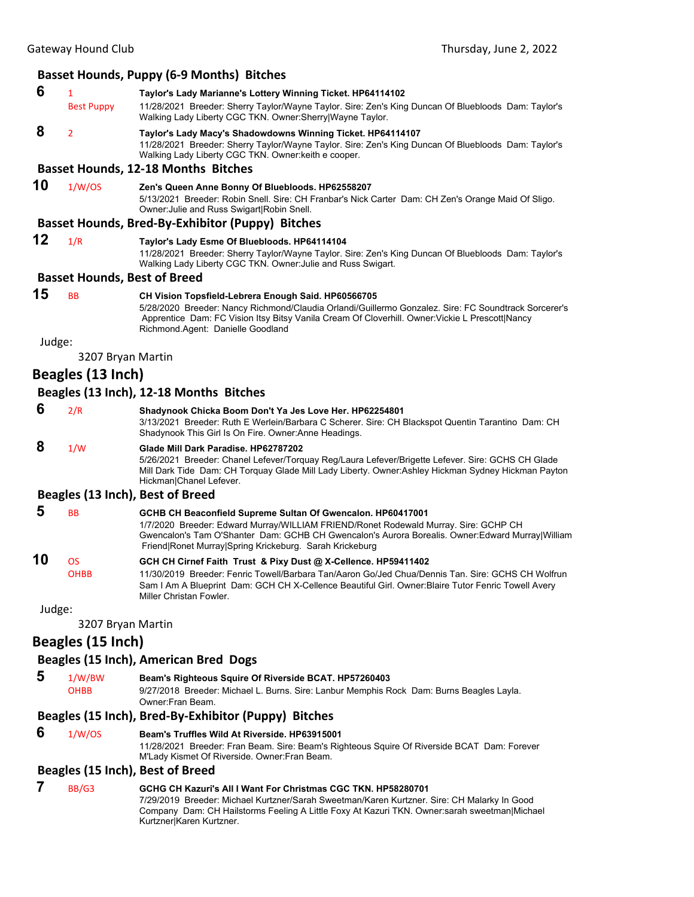### Basset Hounds, Puppy (6-9 Months) Bitches

**6** 1 Best Puppy **Taylor's Lady Marianne's Lottery Winning Ticket. HP64114102**
11/28/2021 Breeder: Sherry Taylor/Wayne Taylor. Sire: Zen's King Duncan Of Bluebloods Dam: Taylor's Walking Lady Liberty CGC TKN. Owner:Sherry|Wayne Taylor.

**8** 2 **Taylor's Lady Macy's Shadowdowns Winning Ticket. HP64114107**
11/28/2021 Breeder: Sherry Taylor/Wayne Taylor. Sire: Zen's King Duncan Of Bluebloods Dam: Taylor's Walking Lady Liberty CGC TKN. Owner:keith e cooper.

### Basset Hounds, 12-18 Months Bitches

**10** 1/W/OS **Zen's Queen Anne Bonny Of Bluebloods. HP62558207**
5/13/2021 Breeder: Robin Snell. Sire: CH Franbar's Nick Carter Dam: CH Zen's Orange Maid Of Sligo. Owner:Julie and Russ Swigart|Robin Snell.

### Basset Hounds, Bred-By-Exhibitor (Puppy) Bitches

**12** 1/R **Taylor's Lady Esme Of Bluebloods. HP64114104**
11/28/2021 Breeder: Sherry Taylor/Wayne Taylor. Sire: Zen's King Duncan Of Bluebloods Dam: Taylor's Walking Lady Liberty CGC TKN. Owner:Julie and Russ Swigart.

### Basset Hounds, Best of Breed

**15** BB **CH Vision Topsfield-Lebrera Enough Said. HP60566705**
5/28/2020 Breeder: Nancy Richmond/Claudia Orlandi/Guillermo Gonzalez. Sire: FC Soundtrack Sorcerer's Apprentice Dam: FC Vision Itsy Bitsy Vanila Cream Of Cloverhill. Owner:Vickie L Prescott|Nancy Richmond.Agent: Danielle Goodland

Judge:

3207 Bryan Martin

## Beagles (13 Inch)

### Beagles (13 Inch), 12-18 Months Bitches

**6** 2/R **Shadynook Chicka Boom Don't Ya Jes Love Her. HP62254801**
3/13/2021 Breeder: Ruth E Werlein/Barbara C Scherer. Sire: CH Blackspot Quentin Tarantino Dam: CH Shadynook This Girl Is On Fire. Owner:Anne Headings.

**8** 1/W **Glade Mill Dark Paradise. HP62787202**
5/26/2021 Breeder: Chanel Lefever/Torquay Reg/Laura Lefever/Brigette Lefever. Sire: GCHS CH Glade Mill Dark Tide Dam: CH Torquay Glade Mill Lady Liberty. Owner:Ashley Hickman Sydney Hickman Payton Hickman|Chanel Lefever.

### Beagles (13 Inch), Best of Breed

**5** BB **GCHB CH Beaconfield Supreme Sultan Of Gwencalon. HP60417001**
1/7/2020 Breeder: Edward Murray/WILLIAM FRIEND/Ronet Rodewald Murray. Sire: GCHP CH Gwencalon's Tam O'Shanter Dam: GCHB CH Gwencalon's Aurora Borealis. Owner:Edward Murray|William Friend|Ronet Murray|Spring Krickeburg. Sarah Krickeburg

**10** OS OHBB **GCH CH Cirnef Faith Trust & Pixy Dust @ X-Cellence. HP59411402**
11/30/2019 Breeder: Fenric Towell/Barbara Tan/Aaron Go/Jed Chua/Dennis Tan. Sire: GCHS CH Wolfrun Sam I Am A Blueprint Dam: GCH CH X-Cellence Beautiful Girl. Owner:Blaire Tutor Fenric Towell Avery Miller Christan Fowler.

Judge:

3207 Bryan Martin

## Beagles (15 Inch)

### Beagles (15 Inch), American Bred Dogs

**5** 1/W/BW OHBB **Beam's Righteous Squire Of Riverside BCAT. HP57260403**
9/27/2018 Breeder: Michael L. Burns. Sire: Lanbur Memphis Rock Dam: Burns Beagles Layla. Owner:Fran Beam.

### Beagles (15 Inch), Bred-By-Exhibitor (Puppy) Bitches

**6** 1/W/OS **Beam's Truffles Wild At Riverside. HP63915001**
11/28/2021 Breeder: Fran Beam. Sire: Beam's Righteous Squire Of Riverside BCAT Dam: Forever M'Lady Kismet Of Riverside. Owner:Fran Beam.

### Beagles (15 Inch), Best of Breed

**7** BB/G3 **GCHG CH Kazuri's All I Want For Christmas CGC TKN. HP58280701**
7/29/2019 Breeder: Michael Kurtzner/Sarah Sweetman/Karen Kurtzner. Sire: CH Malarky In Good Company Dam: CH Hailstorms Feeling A Little Foxy At Kazuri TKN. Owner:sarah sweetman|Michael Kurtzner|Karen Kurtzner.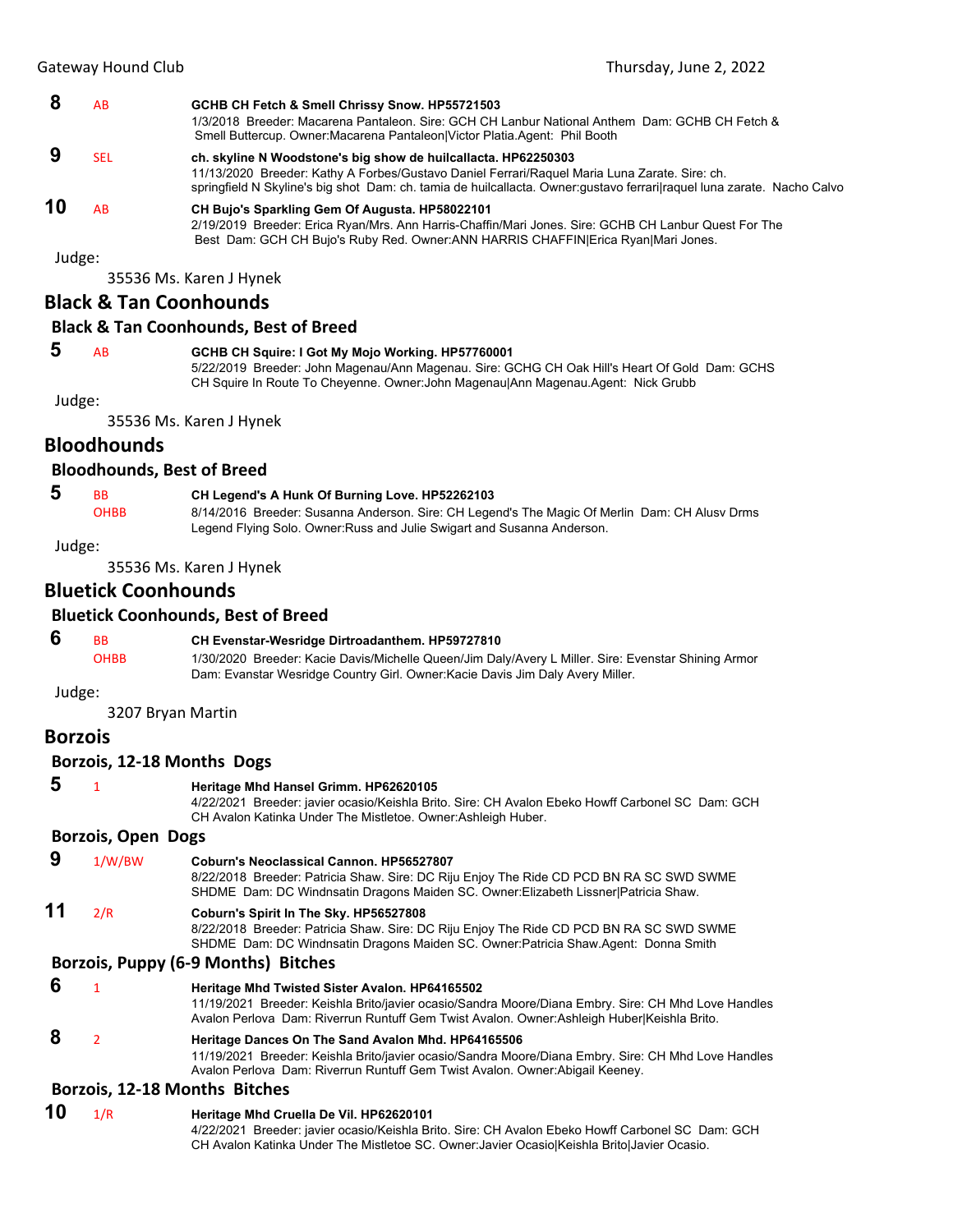**8** AB **GCHB CH Fetch & Smell Chrissy Snow. HP55721503**
1/3/2018 Breeder: Macarena Pantaleon. Sire: GCH CH Lanbur National Anthem Dam: GCHB CH Fetch & Smell Buttercup. Owner:Macarena Pantaleon|Victor Platia.Agent: Phil Booth

**9** SEL **ch. skyline N Woodstone's big show de huilcallacta. HP62250303**
11/13/2020 Breeder: Kathy A Forbes/Gustavo Daniel Ferrari/Raquel Maria Luna Zarate. Sire: ch. springfield N Skyline's big shot Dam: ch. tamia de huilcallacta. Owner:gustavo ferrari|raquel luna zarate. Nacho Calvo

**10** AB **CH Bujo's Sparkling Gem Of Augusta. HP58022101**
2/19/2019 Breeder: Erica Ryan/Mrs. Ann Harris-Chaffin/Mari Jones. Sire: GCHB CH Lanbur Quest For The Best Dam: GCH CH Bujo's Ruby Red. Owner:ANN HARRIS CHAFFIN|Erica Ryan|Mari Jones.

Judge:

35536 Ms. Karen J Hynek

## Black & Tan Coonhounds

### Black & Tan Coonhounds, Best of Breed

**5** AB **GCHB CH Squire: I Got My Mojo Working. HP57760001**
5/22/2019 Breeder: John Magenau/Ann Magenau. Sire: GCHG CH Oak Hill's Heart Of Gold Dam: GCHS CH Squire In Route To Cheyenne. Owner:John Magenau|Ann Magenau.Agent: Nick Grubb

Judge:

35536 Ms. Karen J Hynek

## Bloodhounds

### Bloodhounds, Best of Breed

**5** BB OHBB **CH Legend's A Hunk Of Burning Love. HP52262103**
8/14/2016 Breeder: Susanna Anderson. Sire: CH Legend's The Magic Of Merlin Dam: CH Alusv Drms Legend Flying Solo. Owner:Russ and Julie Swigart and Susanna Anderson.

Judge:

35536 Ms. Karen J Hynek

## Bluetick Coonhounds

### Bluetick Coonhounds, Best of Breed

**6** BB OHBB **CH Evenstar-Wesridge Dirtroadanthem. HP59727810**
1/30/2020 Breeder: Kacie Davis/Michelle Queen/Jim Daly/Avery L Miller. Sire: Evenstar Shining Armor Dam: Evanstar Wesridge Country Girl. Owner:Kacie Davis Jim Daly Avery Miller.

Judge:

3207 Bryan Martin

## Borzois

### Borzois, 12-18 Months Dogs

**5** 1 **Heritage Mhd Hansel Grimm. HP62620105**
4/22/2021 Breeder: javier ocasio/Keishla Brito. Sire: CH Avalon Ebeko Howff Carbonel SC Dam: GCH CH Avalon Katinka Under The Mistletoe. Owner:Ashleigh Huber.

### Borzois, Open Dogs

**9** 1/W/BW **Coburn's Neoclassical Cannon. HP56527807**
8/22/2018 Breeder: Patricia Shaw. Sire: DC Riju Enjoy The Ride CD PCD BN RA SC SWD SWME SHDME Dam: DC Windnsatin Dragons Maiden SC. Owner:Elizabeth Lissner|Patricia Shaw.

**11** 2/R **Coburn's Spirit In The Sky. HP56527808**
8/22/2018 Breeder: Patricia Shaw. Sire: DC Riju Enjoy The Ride CD PCD BN RA SC SWD SWME SHDME Dam: DC Windnsatin Dragons Maiden SC. Owner:Patricia Shaw.Agent: Donna Smith

### Borzois, Puppy (6-9 Months) Bitches

**6** 1 **Heritage Mhd Twisted Sister Avalon. HP64165502**
11/19/2021 Breeder: Keishla Brito/javier ocasio/Sandra Moore/Diana Embry. Sire: CH Mhd Love Handles Avalon Perlova Dam: Riverrun Runtuff Gem Twist Avalon. Owner:Ashleigh Huber|Keishla Brito.

**8** 2 **Heritage Dances On The Sand Avalon Mhd. HP64165506**
11/19/2021 Breeder: Keishla Brito/javier ocasio/Sandra Moore/Diana Embry. Sire: CH Mhd Love Handles Avalon Perlova Dam: Riverrun Runtuff Gem Twist Avalon. Owner:Abigail Keeney.

### Borzois, 12-18 Months Bitches

**10** 1/R **Heritage Mhd Cruella De Vil. HP62620101**
4/22/2021 Breeder: javier ocasio/Keishla Brito. Sire: CH Avalon Ebeko Howff Carbonel SC Dam: GCH CH Avalon Katinka Under The Mistletoe SC. Owner:Javier Ocasio|Keishla Brito|Javier Ocasio.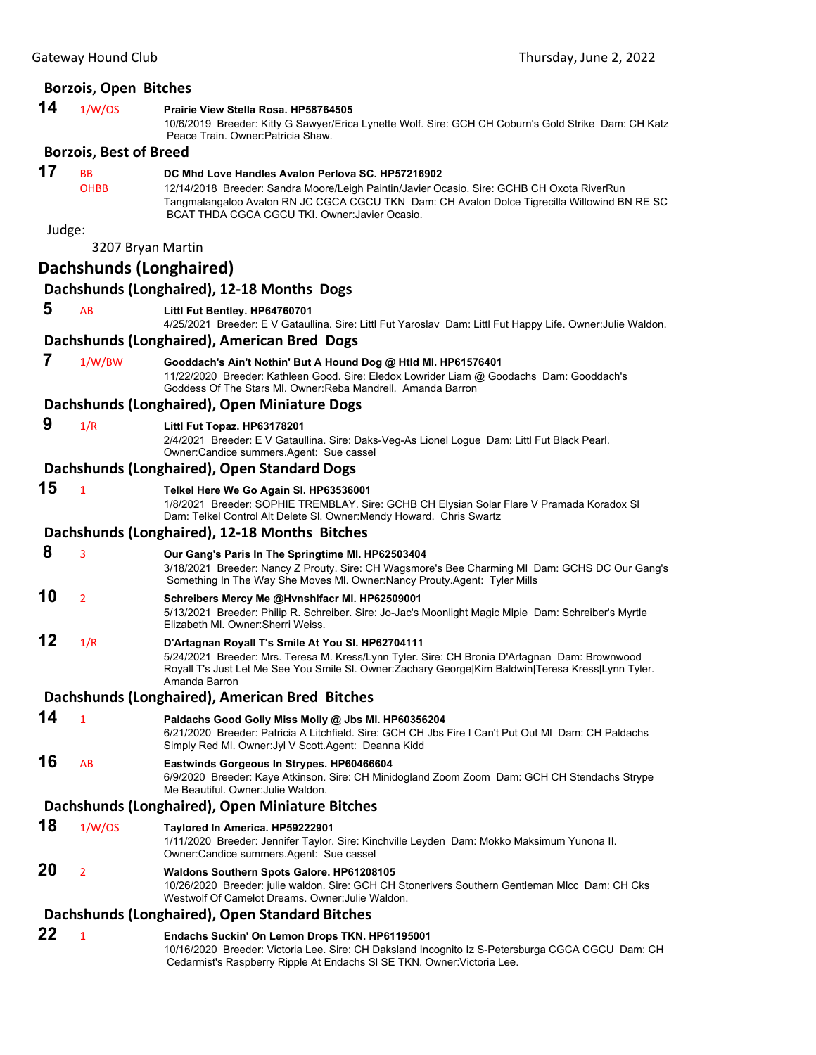### Borzois, Open Bitches

**14** 1/W/OS **Prairie View Stella Rosa. HP58764505**
10/6/2019 Breeder: Kitty G Sawyer/Erica Lynette Wolf. Sire: GCH CH Coburn's Gold Strike Dam: CH Katz Peace Train. Owner:Patricia Shaw.

### Borzois, Best of Breed

**17** BB OHBB **DC Mhd Love Handles Avalon Perlova SC. HP57216902**
12/14/2018 Breeder: Sandra Moore/Leigh Paintin/Javier Ocasio. Sire: GCHB CH Oxota RiverRun Tangmalangaloo Avalon RN JC CGCA CGCU TKN Dam: CH Avalon Dolce Tigrecilla Willowind BN RE SC BCAT THDA CGCA CGCU TKI. Owner:Javier Ocasio.

Judge:

3207 Bryan Martin

## Dachshunds (Longhaired)

### Dachshunds (Longhaired), 12-18 Months Dogs

**5** AB **Littl Fut Bentley. HP64760701**
4/25/2021 Breeder: E V Gataullina. Sire: Littl Fut Yaroslav Dam: Littl Fut Happy Life. Owner:Julie Waldon.

### Dachshunds (Longhaired), American Bred Dogs

**7** 1/W/BW **Gooddach's Ain't Nothin' But A Hound Dog @ Htld Ml. HP61576401**
11/22/2020 Breeder: Kathleen Good. Sire: Eledox Lowrider Liam @ Goodachs Dam: Gooddach's Goddess Of The Stars Ml. Owner:Reba Mandrell. Amanda Barron

### Dachshunds (Longhaired), Open Miniature Dogs

**9** 1/R **Littl Fut Topaz. HP63178201**
2/4/2021 Breeder: E V Gataullina. Sire: Daks-Veg-As Lionel Logue Dam: Littl Fut Black Pearl. Owner:Candice summers.Agent: Sue cassel

### Dachshunds (Longhaired), Open Standard Dogs

**15** 1 **Telkel Here We Go Again Sl. HP63536001**
1/8/2021 Breeder: SOPHIE TREMBLAY. Sire: GCHB CH Elysian Solar Flare V Pramada Koradox Sl Dam: Telkel Control Alt Delete Sl. Owner:Mendy Howard. Chris Swartz

### Dachshunds (Longhaired), 12-18 Months Bitches

**8** 3 **Our Gang's Paris In The Springtime Ml. HP62503404**
3/18/2021 Breeder: Nancy Z Prouty. Sire: CH Wagsmore's Bee Charming Ml Dam: GCHS DC Our Gang's Something In The Way She Moves Ml. Owner:Nancy Prouty.Agent: Tyler Mills

**10** 2 **Schreibers Mercy Me @Hvnshlfacr Ml. HP62509001**
5/13/2021 Breeder: Philip R. Schreiber. Sire: Jo-Jac's Moonlight Magic Mlpie Dam: Schreiber's Myrtle Elizabeth Ml. Owner:Sherri Weiss.

**12** 1/R **D'Artagnan Royall T's Smile At You Sl. HP62704111**
5/24/2021 Breeder: Mrs. Teresa M. Kress/Lynn Tyler. Sire: CH Bronia D'Artagnan Dam: Brownwood Royall T's Just Let Me See You Smile Sl. Owner:Zachary George|Kim Baldwin|Teresa Kress|Lynn Tyler. Amanda Barron

### Dachshunds (Longhaired), American Bred Bitches

**14** 1 **Paldachs Good Golly Miss Molly @ Jbs Ml. HP60356204**
6/21/2020 Breeder: Patricia A Litchfield. Sire: GCH CH Jbs Fire I Can't Put Out Ml Dam: CH Paldachs Simply Red Ml. Owner:Jyl V Scott.Agent: Deanna Kidd

**16** AB **Eastwinds Gorgeous In Strypes. HP60466604**
6/9/2020 Breeder: Kaye Atkinson. Sire: CH Minidogland Zoom Zoom Dam: GCH CH Stendachs Strype Me Beautiful. Owner:Julie Waldon.

### Dachshunds (Longhaired), Open Miniature Bitches

**18** 1/W/OS **Taylored In America. HP59222901**
1/11/2020 Breeder: Jennifer Taylor. Sire: Kinchville Leyden Dam: Mokko Maksimum Yunona II. Owner:Candice summers.Agent: Sue cassel

**20** 2 **Waldons Southern Spots Galore. HP61208105**
10/26/2020 Breeder: julie waldon. Sire: GCH CH Stonerivers Southern Gentleman Mlcc Dam: CH Cks Westwolf Of Camelot Dreams. Owner:Julie Waldon.

### Dachshunds (Longhaired), Open Standard Bitches

**22** 1 **Endachs Suckin' On Lemon Drops TKN. HP61195001**
10/16/2020 Breeder: Victoria Lee. Sire: CH Daksland Incognito Iz S-Petersburga CGCA CGCU Dam: CH Cedarmist's Raspberry Ripple At Endachs Sl SE TKN. Owner:Victoria Lee.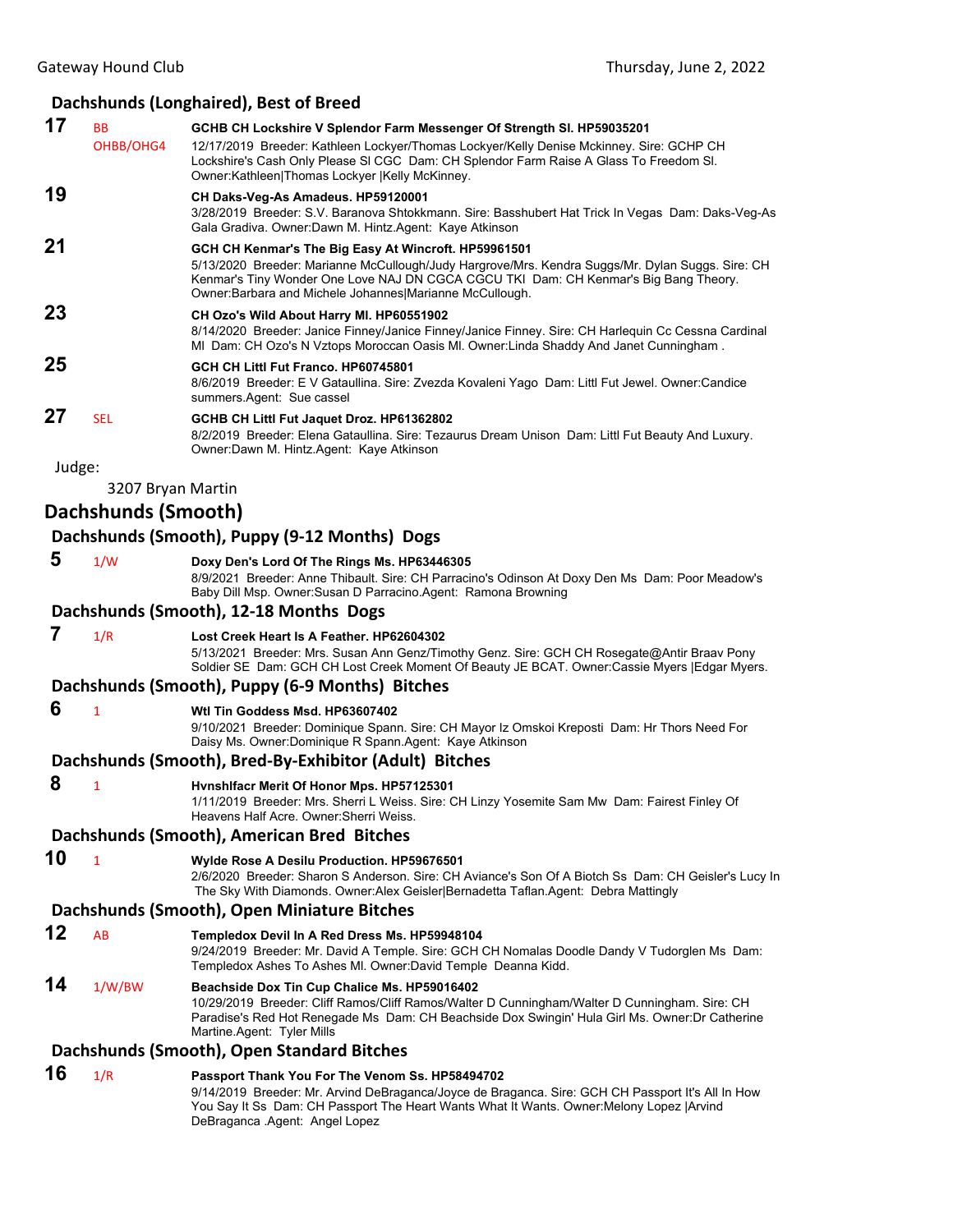## Dachshunds (Longhaired), Best of Breed

**17** BB OHBB/OHG4 **GCHB CH Lockshire V Splendor Farm Messenger Of Strength Sl. HP59035201**
12/17/2019 Breeder: Kathleen Lockyer/Thomas Lockyer/Kelly Denise Mckinney. Sire: GCHP CH Lockshire's Cash Only Please Sl CGC Dam: CH Splendor Farm Raise A Glass To Freedom Sl. Owner:Kathleen|Thomas Lockyer |Kelly McKinney.

**19** **CH Daks-Veg-As Amadeus. HP59120001**
3/28/2019 Breeder: S.V. Baranova Shtokkmann. Sire: Basshubert Hat Trick In Vegas Dam: Daks-Veg-As Gala Gradiva. Owner:Dawn M. Hintz.Agent: Kaye Atkinson

**21** **GCH CH Kenmar's The Big Easy At Wincroft. HP59961501**
5/13/2020 Breeder: Marianne McCullough/Judy Hargrove/Mrs. Kendra Suggs/Mr. Dylan Suggs. Sire: CH Kenmar's Tiny Wonder One Love NAJ DN CGCA CGCU TKI Dam: CH Kenmar's Big Bang Theory. Owner:Barbara and Michele Johannes|Marianne McCullough.

**23** **CH Ozo's Wild About Harry Ml. HP60551902**
8/14/2020 Breeder: Janice Finney/Janice Finney/Janice Finney. Sire: CH Harlequin Cc Cessna Cardinal Ml Dam: CH Ozo's N Vztops Moroccan Oasis Ml. Owner:Linda Shaddy And Janet Cunningham .

**25** **GCH CH Littl Fut Franco. HP60745801**
8/6/2019 Breeder: E V Gataullina. Sire: Zvezda Kovaleni Yago Dam: Littl Fut Jewel. Owner:Candice summers.Agent: Sue cassel

**27** SEL **GCHB CH Littl Fut Jaquet Droz. HP61362802**
8/2/2019 Breeder: Elena Gataullina. Sire: Tezaurus Dream Unison Dam: Littl Fut Beauty And Luxury. Owner:Dawn M. Hintz.Agent: Kaye Atkinson

Judge:

3207 Bryan Martin

# Dachshunds (Smooth)

## Dachshunds (Smooth), Puppy (9-12 Months) Dogs

**5** 1/W **Doxy Den's Lord Of The Rings Ms. HP63446305**
8/9/2021 Breeder: Anne Thibault. Sire: CH Parracino's Odinson At Doxy Den Ms Dam: Poor Meadow's Baby Dill Msp. Owner:Susan D Parracino.Agent: Ramona Browning

## Dachshunds (Smooth), 12-18 Months Dogs

**7** 1/R **Lost Creek Heart Is A Feather. HP62604302**
5/13/2021 Breeder: Mrs. Susan Ann Genz/Timothy Genz. Sire: GCH CH Rosegate@Antir Braav Pony Soldier SE Dam: GCH CH Lost Creek Moment Of Beauty JE BCAT. Owner:Cassie Myers |Edgar Myers.

## Dachshunds (Smooth), Puppy (6-9 Months) Bitches

**6** 1 **Wtl Tin Goddess Msd. HP63607402**
9/10/2021 Breeder: Dominique Spann. Sire: CH Mayor Iz Omskoi Kreposti Dam: Hr Thors Need For Daisy Ms. Owner:Dominique R Spann.Agent: Kaye Atkinson

## Dachshunds (Smooth), Bred-By-Exhibitor (Adult) Bitches

**8** 1 **Hvnshlfacr Merit Of Honor Mps. HP57125301**
1/11/2019 Breeder: Mrs. Sherri L Weiss. Sire: CH Linzy Yosemite Sam Mw Dam: Fairest Finley Of Heavens Half Acre. Owner:Sherri Weiss.

## Dachshunds (Smooth), American Bred Bitches

**10** 1 **Wylde Rose A Desilu Production. HP59676501**
2/6/2020 Breeder: Sharon S Anderson. Sire: CH Aviance's Son Of A Biotch Ss Dam: CH Geisler's Lucy In The Sky With Diamonds. Owner:Alex Geisler|Bernadetta Taflan.Agent: Debra Mattingly

## Dachshunds (Smooth), Open Miniature Bitches

**12** AB **Templedox Devil In A Red Dress Ms. HP59948104**
9/24/2019 Breeder: Mr. David A Temple. Sire: GCH CH Nomalas Doodle Dandy V Tudorglen Ms Dam: Templedox Ashes To Ashes Ml. Owner:David Temple Deanna Kidd.

**14** 1/W/BW **Beachside Dox Tin Cup Chalice Ms. HP59016402**
10/29/2019 Breeder: Cliff Ramos/Cliff Ramos/Walter D Cunningham/Walter D Cunningham. Sire: CH Paradise's Red Hot Renegade Ms Dam: CH Beachside Dox Swingin' Hula Girl Ms. Owner:Dr Catherine Martine.Agent: Tyler Mills

## Dachshunds (Smooth), Open Standard Bitches

**16** 1/R **Passport Thank You For The Venom Ss. HP58494702**
9/14/2019 Breeder: Mr. Arvind DeBraganca/Joyce de Braganca. Sire: GCH CH Passport It's All In How You Say It Ss Dam: CH Passport The Heart Wants What It Wants. Owner:Melony Lopez |Arvind DeBraganca .Agent: Angel Lopez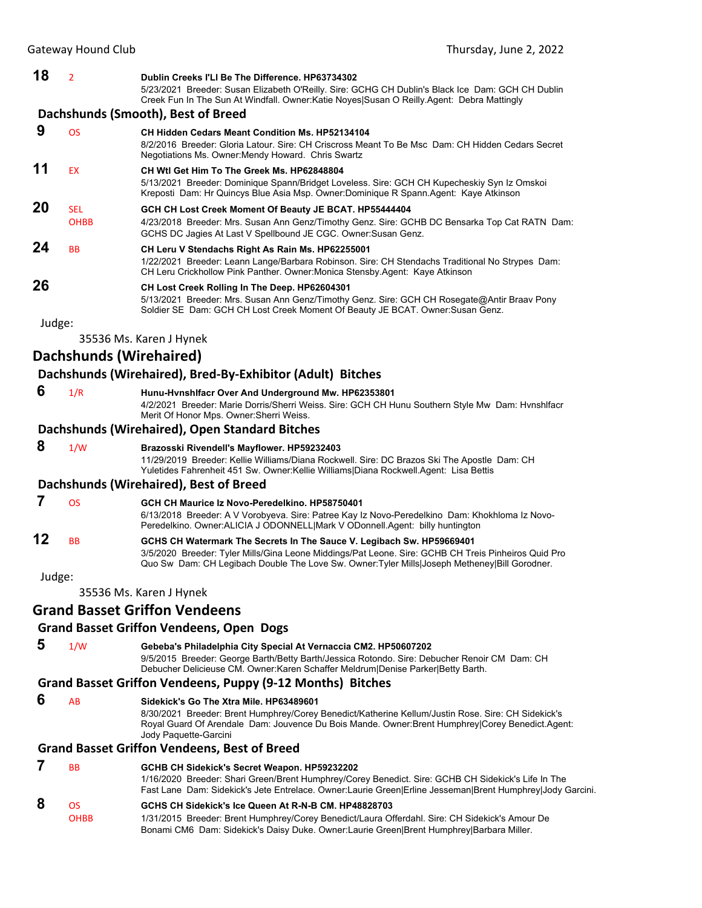**18** 2 **Dublin Creeks I'Ll Be The Difference. HP63734302**
5/23/2021 Breeder: Susan Elizabeth O'Reilly. Sire: GCHG CH Dublin's Black Ice Dam: GCH CH Dublin Creek Fun In The Sun At Windfall. Owner:Katie Noyes|Susan O Reilly.Agent: Debra Mattingly

### Dachshunds (Smooth), Best of Breed

**9** OS **CH Hidden Cedars Meant Condition Ms. HP52134104**
8/2/2016 Breeder: Gloria Latour. Sire: CH Criscross Meant To Be Msc Dam: CH Hidden Cedars Secret Negotiations Ms. Owner:Mendy Howard. Chris Swartz

**11** EX **CH Wtl Get Him To The Greek Ms. HP62848804**
5/13/2021 Breeder: Dominique Spann/Bridget Loveless. Sire: GCH CH Kupecheskiy Syn Iz Omskoi Kreposti Dam: Hr Quincys Blue Asia Msp. Owner:Dominique R Spann.Agent: Kaye Atkinson

**20** SEL OHBB **GCH CH Lost Creek Moment Of Beauty JE BCAT. HP55444404**
4/23/2018 Breeder: Mrs. Susan Ann Genz/Timothy Genz. Sire: GCHB DC Bensarka Top Cat RATN Dam: GCHS DC Jagies At Last V Spellbound JE CGC. Owner:Susan Genz.

**24** BB **CH Leru V Stendachs Right As Rain Ms. HP62255001**
1/22/2021 Breeder: Leann Lange/Barbara Robinson. Sire: CH Stendachs Traditional No Strypes Dam: CH Leru Crickhollow Pink Panther. Owner:Monica Stensby.Agent: Kaye Atkinson

**26** **CH Lost Creek Rolling In The Deep. HP62604301**
5/13/2021 Breeder: Mrs. Susan Ann Genz/Timothy Genz. Sire: GCH CH Rosegate@Antir Braav Pony Soldier SE Dam: GCH CH Lost Creek Moment Of Beauty JE BCAT. Owner:Susan Genz.

Judge:

35536 Ms. Karen J Hynek

## Dachshunds (Wirehaired)

### Dachshunds (Wirehaired), Bred-By-Exhibitor (Adult) Bitches

**6** 1/R **Hunu-Hvnshlfacr Over And Underground Mw. HP62353801**
4/2/2021 Breeder: Marie Dorris/Sherri Weiss. Sire: GCH CH Hunu Southern Style Mw Dam: Hvnshlfacr Merit Of Honor Mps. Owner:Sherri Weiss.

### Dachshunds (Wirehaired), Open Standard Bitches

**8** 1/W **Brazosski Rivendell's Mayflower. HP59232403**
11/29/2019 Breeder: Kellie Williams/Diana Rockwell. Sire: DC Brazos Ski The Apostle Dam: CH Yuletides Fahrenheit 451 Sw. Owner:Kellie Williams|Diana Rockwell.Agent: Lisa Bettis

### Dachshunds (Wirehaired), Best of Breed

**7** OS **GCH CH Maurice Iz Novo-Peredelkino. HP58750401**
6/13/2018 Breeder: A V Vorobyeva. Sire: Patree Kay Iz Novo-Peredelkino Dam: Khokhloma Iz Novo-Peredelkino. Owner:ALICIA J ODONNELL|Mark V ODonnell.Agent: billy huntington

**12** BB **GCHS CH Watermark The Secrets In The Sauce V. Legibach Sw. HP59669401**
3/5/2020 Breeder: Tyler Mills/Gina Leone Middings/Pat Leone. Sire: GCHB CH Treis Pinheiros Quid Pro Quo Sw Dam: CH Legibach Double The Love Sw. Owner:Tyler Mills|Joseph Metheney|Bill Gorodner.

Judge:

35536 Ms. Karen J Hynek

## Grand Basset Griffon Vendeens

### Grand Basset Griffon Vendeens, Open Dogs

**5** 1/W **Gebeba's Philadelphia City Special At Vernaccia CM2. HP50607202**
9/5/2015 Breeder: George Barth/Betty Barth/Jessica Rotondo. Sire: Debucher Renoir CM Dam: CH Debucher Delicieuse CM. Owner:Karen Schaffer Meldrum|Denise Parker|Betty Barth.

### Grand Basset Griffon Vendeens, Puppy (9-12 Months) Bitches

**6** AB **Sidekick's Go The Xtra Mile. HP63489601**
8/30/2021 Breeder: Brent Humphrey/Corey Benedict/Katherine Kellum/Justin Rose. Sire: CH Sidekick's Royal Guard Of Arendale Dam: Jouvence Du Bois Mande. Owner:Brent Humphrey|Corey Benedict.Agent: Jody Paquette-Garcini

### Grand Basset Griffon Vendeens, Best of Breed

**7** BB **GCHB CH Sidekick's Secret Weapon. HP59232202**
1/16/2020 Breeder: Shari Green/Brent Humphrey/Corey Benedict. Sire: GCHB CH Sidekick's Life In The Fast Lane Dam: Sidekick's Jete Entrelace. Owner:Laurie Green|Erline Jesseman|Brent Humphrey|Jody Garcini.

**8** OS OHBB **GCHS CH Sidekick's Ice Queen At R-N-B CM. HP48828703**
1/31/2015 Breeder: Brent Humphrey/Corey Benedict/Laura Offerdahl. Sire: CH Sidekick's Amour De Bonami CM6 Dam: Sidekick's Daisy Duke. Owner:Laurie Green|Brent Humphrey|Barbara Miller.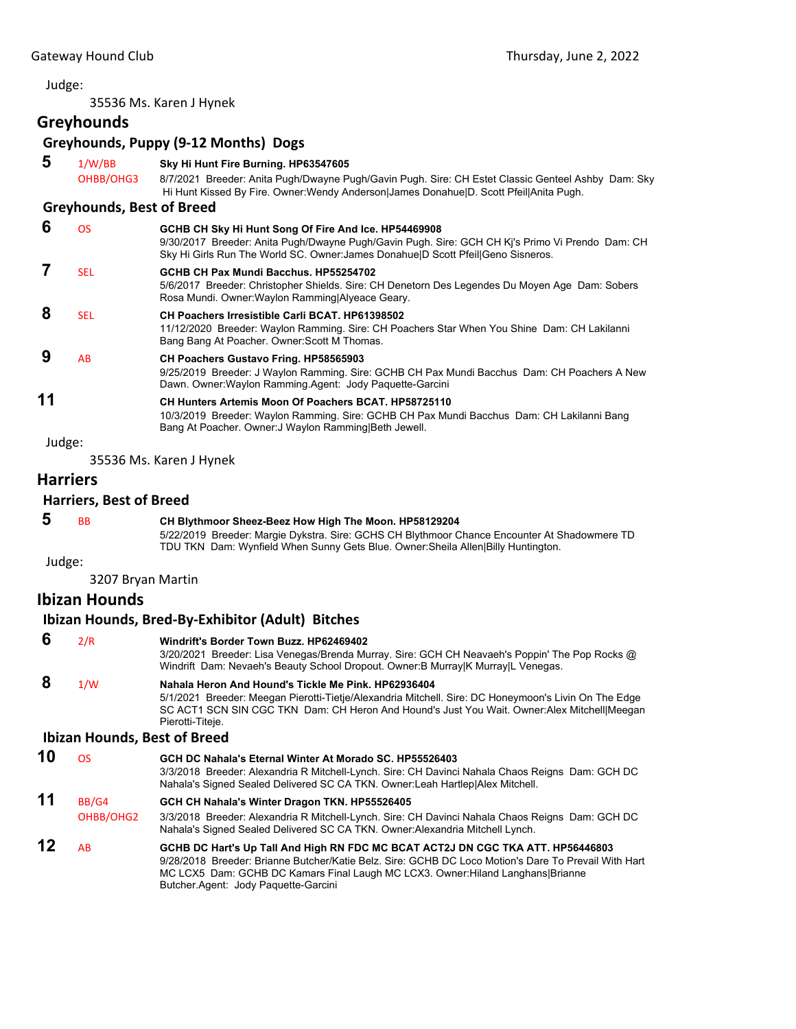Judge:

35536 Ms. Karen J Hynek

## Greyhounds

### Greyhounds, Puppy (9-12 Months) Dogs

**5** 1/W/BB OHBB/OHG3 **Sky Hi Hunt Fire Burning. HP63547605**
8/7/2021 Breeder: Anita Pugh/Dwayne Pugh/Gavin Pugh. Sire: CH Estet Classic Genteel Ashby Dam: Sky Hi Hunt Kissed By Fire. Owner:Wendy Anderson|James Donahue|D. Scott Pfeil|Anita Pugh.

### Greyhounds, Best of Breed

**6** OS **GCHB CH Sky Hi Hunt Song Of Fire And Ice. HP54469908**
9/30/2017 Breeder: Anita Pugh/Dwayne Pugh/Gavin Pugh. Sire: GCH CH Kj's Primo Vi Prendo Dam: CH Sky Hi Girls Run The World SC. Owner:James Donahue|D Scott Pfeil|Geno Sisneros.

**7** SEL **GCHB CH Pax Mundi Bacchus. HP55254702**
5/6/2017 Breeder: Christopher Shields. Sire: CH Denetorn Des Legendes Du Moyen Age Dam: Sobers Rosa Mundi. Owner:Waylon Ramming|Alyeace Geary.

**8** SEL **CH Poachers Irresistible Carli BCAT. HP61398502**
11/12/2020 Breeder: Waylon Ramming. Sire: CH Poachers Star When You Shine Dam: CH Lakilanni Bang Bang At Poacher. Owner:Scott M Thomas.

**9** AB **CH Poachers Gustavo Fring. HP58565903**
9/25/2019 Breeder: J Waylon Ramming. Sire: GCHB CH Pax Mundi Bacchus Dam: CH Poachers A New Dawn. Owner:Waylon Ramming.Agent: Jody Paquette-Garcini

**11** **CH Hunters Artemis Moon Of Poachers BCAT. HP58725110**
10/3/2019 Breeder: Waylon Ramming. Sire: GCHB CH Pax Mundi Bacchus Dam: CH Lakilanni Bang Bang At Poacher. Owner:J Waylon Ramming|Beth Jewell.

Judge:

35536 Ms. Karen J Hynek

## Harriers

### Harriers, Best of Breed

**5** BB **CH Blythmoor Sheez-Beez How High The Moon. HP58129204**
5/22/2019 Breeder: Margie Dykstra. Sire: GCHS CH Blythmoor Chance Encounter At Shadowmere TD TDU TKN Dam: Wynfield When Sunny Gets Blue. Owner:Sheila Allen|Billy Huntington.

Judge:

3207 Bryan Martin

## Ibizan Hounds

### Ibizan Hounds, Bred-By-Exhibitor (Adult) Bitches

**6** 2/R **Windrift's Border Town Buzz. HP62469402**
3/20/2021 Breeder: Lisa Venegas/Brenda Murray. Sire: GCH CH Neavaeh's Poppin' The Pop Rocks @ Windrift Dam: Nevaeh's Beauty School Dropout. Owner:B Murray|K Murray|L Venegas.

**8** 1/W **Nahala Heron And Hound's Tickle Me Pink. HP62936404**
5/1/2021 Breeder: Meegan Pierotti-Tietje/Alexandria Mitchell. Sire: DC Honeymoon's Livin On The Edge SC ACT1 SCN SIN CGC TKN Dam: CH Heron And Hound's Just You Wait. Owner:Alex Mitchell|Meegan Pierotti-Titeje.

### Ibizan Hounds, Best of Breed

**10** OS **GCH DC Nahala's Eternal Winter At Morado SC. HP55526403**
3/3/2018 Breeder: Alexandria R Mitchell-Lynch. Sire: CH Davinci Nahala Chaos Reigns Dam: GCH DC Nahala's Signed Sealed Delivered SC CA TKN. Owner:Leah Hartlep|Alex Mitchell.

**11** BB/G4 OHBB/OHG2 **GCH CH Nahala's Winter Dragon TKN. HP55526405**
3/3/2018 Breeder: Alexandria R Mitchell-Lynch. Sire: CH Davinci Nahala Chaos Reigns Dam: GCH DC Nahala's Signed Sealed Delivered SC CA TKN. Owner:Alexandria Mitchell Lynch.

**12** AB **GCHB DC Hart's Up Tall And High RN FDC MC BCAT ACT2J DN CGC TKA ATT. HP56446803**
9/28/2018 Breeder: Brianne Butcher/Katie Belz. Sire: GCHB DC Loco Motion's Dare To Prevail With Hart MC LCX5 Dam: GCHB DC Kamars Final Laugh MC LCX3. Owner:Hiland Langhans|Brianne Butcher.Agent: Jody Paquette-Garcini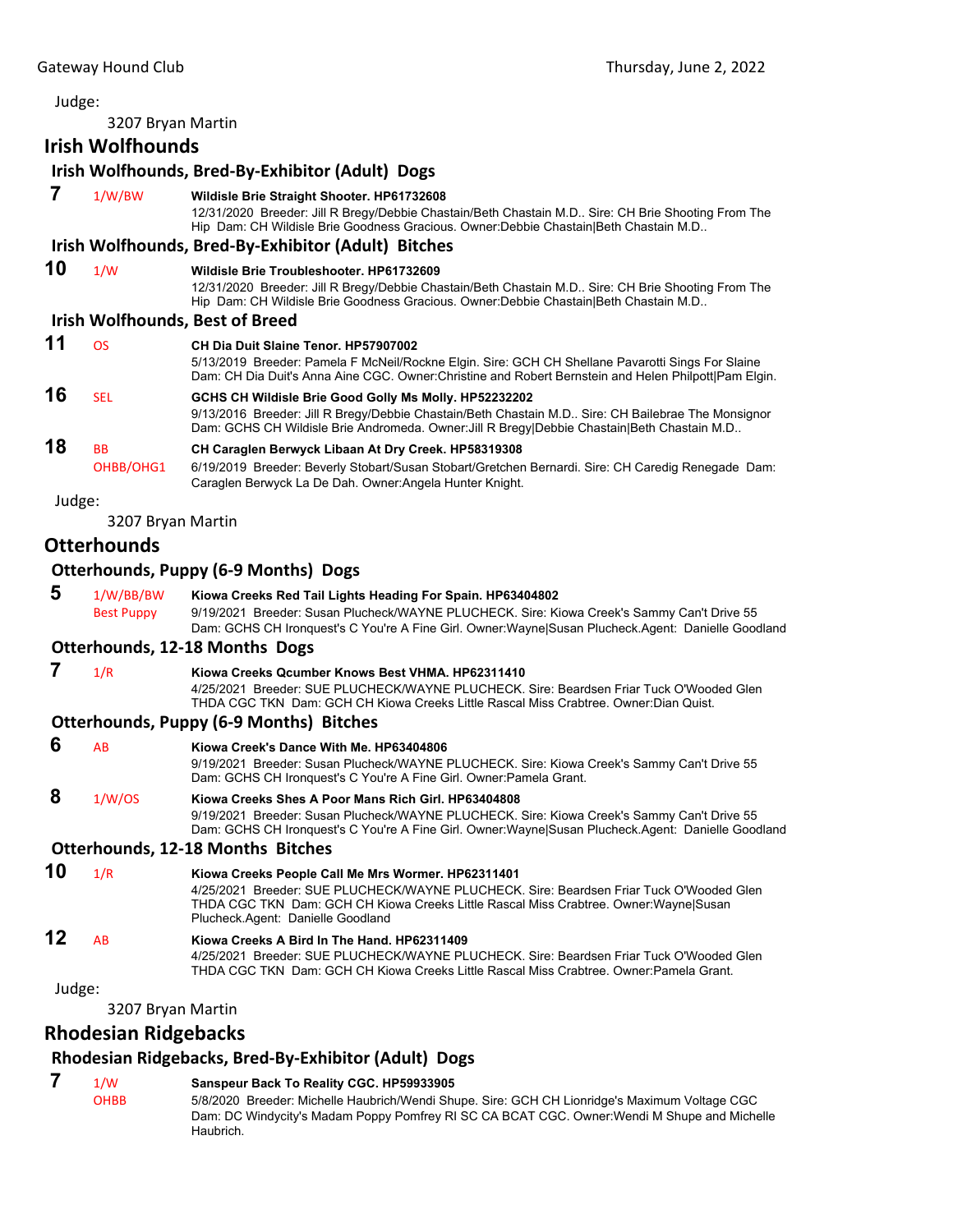Judge:

3207 Bryan Martin

## Irish Wolfhounds

### Irish Wolfhounds, Bred-By-Exhibitor (Adult) Dogs

**7** 1/W/BW **Wildisle Brie Straight Shooter. HP61732608**
12/31/2020 Breeder: Jill R Bregy/Debbie Chastain/Beth Chastain M.D.. Sire: CH Brie Shooting From The Hip Dam: CH Wildisle Brie Goodness Gracious. Owner:Debbie Chastain|Beth Chastain M.D..

### Irish Wolfhounds, Bred-By-Exhibitor (Adult) Bitches

**10** 1/W **Wildisle Brie Troubleshooter. HP61732609**
12/31/2020 Breeder: Jill R Bregy/Debbie Chastain/Beth Chastain M.D.. Sire: CH Brie Shooting From The Hip Dam: CH Wildisle Brie Goodness Gracious. Owner:Debbie Chastain|Beth Chastain M.D..

### Irish Wolfhounds, Best of Breed

**11** OS **CH Dia Duit Slaine Tenor. HP57907002**
5/13/2019 Breeder: Pamela F McNeil/Rockne Elgin. Sire: GCH CH Shellane Pavarotti Sings For Slaine Dam: CH Dia Duit's Anna Aine CGC. Owner:Christine and Robert Bernstein and Helen Philpott|Pam Elgin.

**16** SEL **GCHS CH Wildisle Brie Good Golly Ms Molly. HP52232202**
9/13/2016 Breeder: Jill R Bregy/Debbie Chastain/Beth Chastain M.D.. Sire: CH Bailebrae The Monsignor Dam: GCHS CH Wildisle Brie Andromeda. Owner:Jill R Bregy|Debbie Chastain|Beth Chastain M.D..

**18** BB OHBB/OHG1 **CH Caraglen Berwyck Libaan At Dry Creek. HP58319308**
6/19/2019 Breeder: Beverly Stobart/Susan Stobart/Gretchen Bernardi. Sire: CH Caredig Renegade Dam: Caraglen Berwyck La De Dah. Owner:Angela Hunter Knight.

Judge:

3207 Bryan Martin

## Otterhounds

### Otterhounds, Puppy (6-9 Months) Dogs

**5** 1/W/BB/BW Best Puppy **Kiowa Creeks Red Tail Lights Heading For Spain. HP63404802**
9/19/2021 Breeder: Susan Plucheck/WAYNE PLUCHECK. Sire: Kiowa Creek's Sammy Can't Drive 55 Dam: GCHS CH Ironquest's C You're A Fine Girl. Owner:Wayne|Susan Plucheck.Agent: Danielle Goodland

### Otterhounds, 12-18 Months Dogs

**7** 1/R **Kiowa Creeks Qcumber Knows Best VHMA. HP62311410**
4/25/2021 Breeder: SUE PLUCHECK/WAYNE PLUCHECK. Sire: Beardsen Friar Tuck O'Wooded Glen THDA CGC TKN Dam: GCH CH Kiowa Creeks Little Rascal Miss Crabtree. Owner:Dian Quist.

### Otterhounds, Puppy (6-9 Months) Bitches

**6** AB **Kiowa Creek's Dance With Me. HP63404806**
9/19/2021 Breeder: Susan Plucheck/WAYNE PLUCHECK. Sire: Kiowa Creek's Sammy Can't Drive 55 Dam: GCHS CH Ironquest's C You're A Fine Girl. Owner:Pamela Grant.

**8** 1/W/OS **Kiowa Creeks Shes A Poor Mans Rich Girl. HP63404808**
9/19/2021 Breeder: Susan Plucheck/WAYNE PLUCHECK. Sire: Kiowa Creek's Sammy Can't Drive 55 Dam: GCHS CH Ironquest's C You're A Fine Girl. Owner:Wayne|Susan Plucheck.Agent: Danielle Goodland

### Otterhounds, 12-18 Months Bitches

**10** 1/R **Kiowa Creeks People Call Me Mrs Wormer. HP62311401**
4/25/2021 Breeder: SUE PLUCHECK/WAYNE PLUCHECK. Sire: Beardsen Friar Tuck O'Wooded Glen THDA CGC TKN Dam: GCH CH Kiowa Creeks Little Rascal Miss Crabtree. Owner:Wayne|Susan Plucheck.Agent: Danielle Goodland

**12** AB **Kiowa Creeks A Bird In The Hand. HP62311409**
4/25/2021 Breeder: SUE PLUCHECK/WAYNE PLUCHECK. Sire: Beardsen Friar Tuck O'Wooded Glen THDA CGC TKN Dam: GCH CH Kiowa Creeks Little Rascal Miss Crabtree. Owner:Pamela Grant.

Judge:

3207 Bryan Martin

## Rhodesian Ridgebacks

### Rhodesian Ridgebacks, Bred-By-Exhibitor (Adult) Dogs

**7** 1/W OHBB **Sanspeur Back To Reality CGC. HP59933905**
5/8/2020 Breeder: Michelle Haubrich/Wendi Shupe. Sire: GCH CH Lionridge's Maximum Voltage CGC Dam: DC Windycity's Madam Poppy Pomfrey RI SC CA BCAT CGC. Owner:Wendi M Shupe and Michelle Haubrich.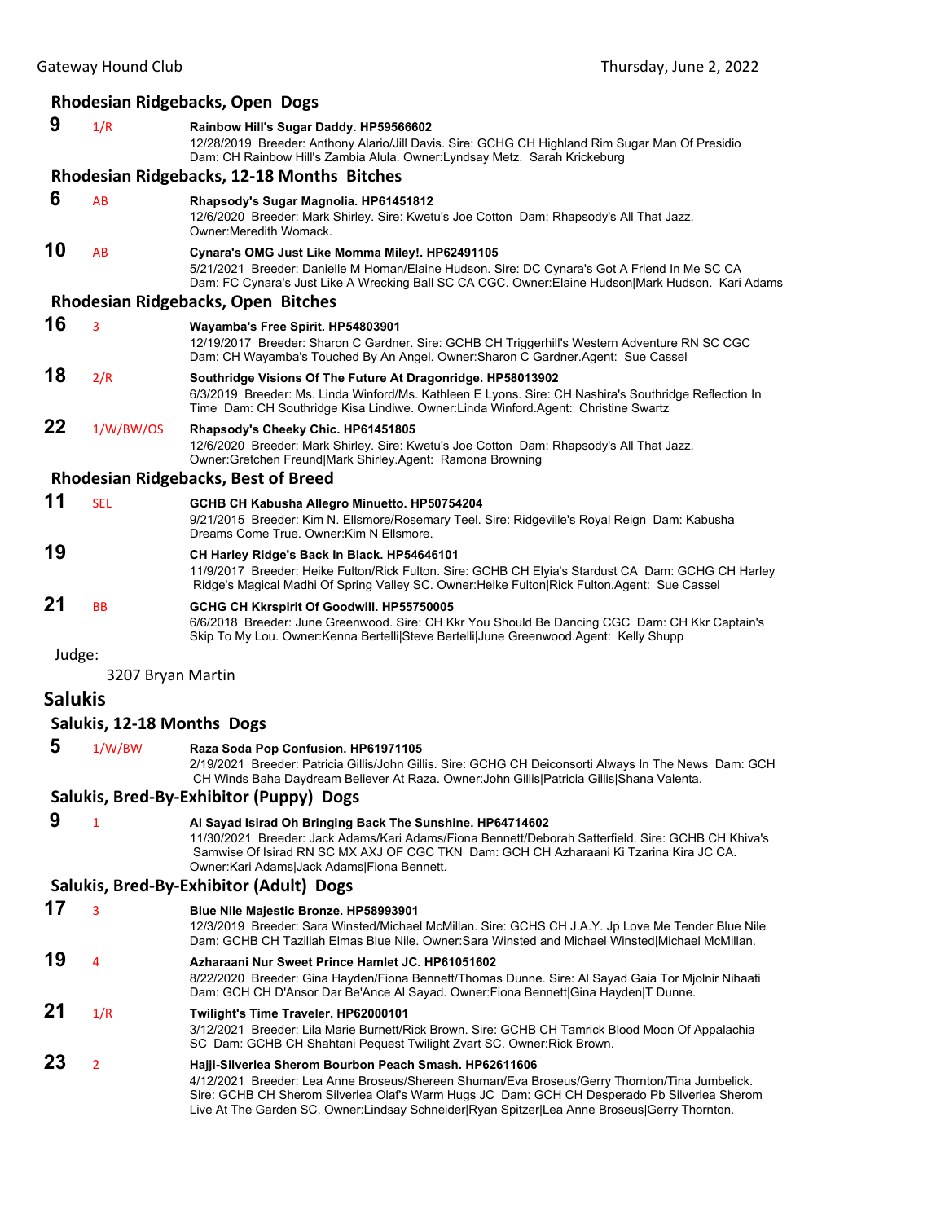### Rhodesian Ridgebacks, Open Dogs

**9** 1/R **Rainbow Hill's Sugar Daddy. HP59566602**
12/28/2019 Breeder: Anthony Alario/Jill Davis. Sire: GCHG CH Highland Rim Sugar Man Of Presidio Dam: CH Rainbow Hill's Zambia Alula. Owner:Lyndsay Metz. Sarah Krickeburg

### Rhodesian Ridgebacks, 12-18 Months Bitches

**6** AB **Rhapsody's Sugar Magnolia. HP61451812**
12/6/2020 Breeder: Mark Shirley. Sire: Kwetu's Joe Cotton Dam: Rhapsody's All That Jazz. Owner:Meredith Womack.

**10** AB **Cynara's OMG Just Like Momma Miley!. HP62491105**
5/21/2021 Breeder: Danielle M Homan/Elaine Hudson. Sire: DC Cynara's Got A Friend In Me SC CA Dam: FC Cynara's Just Like A Wrecking Ball SC CA CGC. Owner:Elaine Hudson|Mark Hudson. Kari Adams

### Rhodesian Ridgebacks, Open Bitches

**16** 3 **Wayamba's Free Spirit. HP54803901**
12/19/2017 Breeder: Sharon C Gardner. Sire: GCHB CH Triggerhill's Western Adventure RN SC CGC Dam: CH Wayamba's Touched By An Angel. Owner:Sharon C Gardner.Agent: Sue Cassel

**18** 2/R **Southridge Visions Of The Future At Dragonridge. HP58013902**
6/3/2019 Breeder: Ms. Linda Winford/Ms. Kathleen E Lyons. Sire: CH Nashira's Southridge Reflection In Time Dam: CH Southridge Kisa Lindiwe. Owner:Linda Winford.Agent: Christine Swartz

**22** 1/W/BW/OS **Rhapsody's Cheeky Chic. HP61451805**
12/6/2020 Breeder: Mark Shirley. Sire: Kwetu's Joe Cotton Dam: Rhapsody's All That Jazz. Owner:Gretchen Freund|Mark Shirley.Agent: Ramona Browning

### Rhodesian Ridgebacks, Best of Breed

**11** SEL **GCHB CH Kabusha Allegro Minuetto. HP50754204**
9/21/2015 Breeder: Kim N. Ellsmore/Rosemary Teel. Sire: Ridgeville's Royal Reign Dam: Kabusha Dreams Come True. Owner:Kim N Ellsmore.

**19** **CH Harley Ridge's Back In Black. HP54646101**
11/9/2017 Breeder: Heike Fulton/Rick Fulton. Sire: GCHB CH Elyia's Stardust CA Dam: GCHG CH Harley Ridge's Magical Madhi Of Spring Valley SC. Owner:Heike Fulton|Rick Fulton.Agent: Sue Cassel

**21** BB **GCHG CH Kkrspirit Of Goodwill. HP55750005**
6/6/2018 Breeder: June Greenwood. Sire: CH Kkr You Should Be Dancing CGC Dam: CH Kkr Captain's Skip To My Lou. Owner:Kenna Bertelli|Steve Bertelli|June Greenwood.Agent: Kelly Shupp

Judge:

3207 Bryan Martin

## Salukis

### Salukis, 12-18 Months Dogs

**5** 1/W/BW **Raza Soda Pop Confusion. HP61971105**
2/19/2021 Breeder: Patricia Gillis/John Gillis. Sire: GCHG CH Deiconsorti Always In The News Dam: GCH CH Winds Baha Daydream Believer At Raza. Owner:John Gillis|Patricia Gillis|Shana Valenta.

### Salukis, Bred-By-Exhibitor (Puppy) Dogs

**9** 1 **Al Sayad Isirad Oh Bringing Back The Sunshine. HP64714602**
11/30/2021 Breeder: Jack Adams/Kari Adams/Fiona Bennett/Deborah Satterfield. Sire: GCHB CH Khiva's Samwise Of Isirad RN SC MX AXJ OF CGC TKN Dam: GCH CH Azharaani Ki Tzarina Kira JC CA. Owner:Kari Adams|Jack Adams|Fiona Bennett.

### Salukis, Bred-By-Exhibitor (Adult) Dogs

**17** 3 **Blue Nile Majestic Bronze. HP58993901**
12/3/2019 Breeder: Sara Winsted/Michael McMillan. Sire: GCHS CH J.A.Y. Jp Love Me Tender Blue Nile Dam: GCHB CH Tazillah Elmas Blue Nile. Owner:Sara Winsted and Michael Winsted|Michael McMillan.

**19** 4 **Azharaani Nur Sweet Prince Hamlet JC. HP61051602**
8/22/2020 Breeder: Gina Hayden/Fiona Bennett/Thomas Dunne. Sire: Al Sayad Gaia Tor Mjolnir Nihaati Dam: GCH CH D'Ansor Dar Be'Ance Al Sayad. Owner:Fiona Bennett|Gina Hayden|T Dunne.

**21** 1/R **Twilight's Time Traveler. HP62000101**
3/12/2021 Breeder: Lila Marie Burnett/Rick Brown. Sire: GCHB CH Tamrick Blood Moon Of Appalachia SC Dam: GCHB CH Shahtani Pequest Twilight Zvart SC. Owner:Rick Brown.

**23** 2 **Hajji-Silverlea Sherom Bourbon Peach Smash. HP62611606**
4/12/2021 Breeder: Lea Anne Broseus/Shereen Shuman/Eva Broseus/Gerry Thornton/Tina Jumbelick. Sire: GCHB CH Sherom Silverlea Olaf's Warm Hugs JC Dam: GCH CH Desperado Pb Silverlea Sherom Live At The Garden SC. Owner:Lindsay Schneider|Ryan Spitzer|Lea Anne Broseus|Gerry Thornton.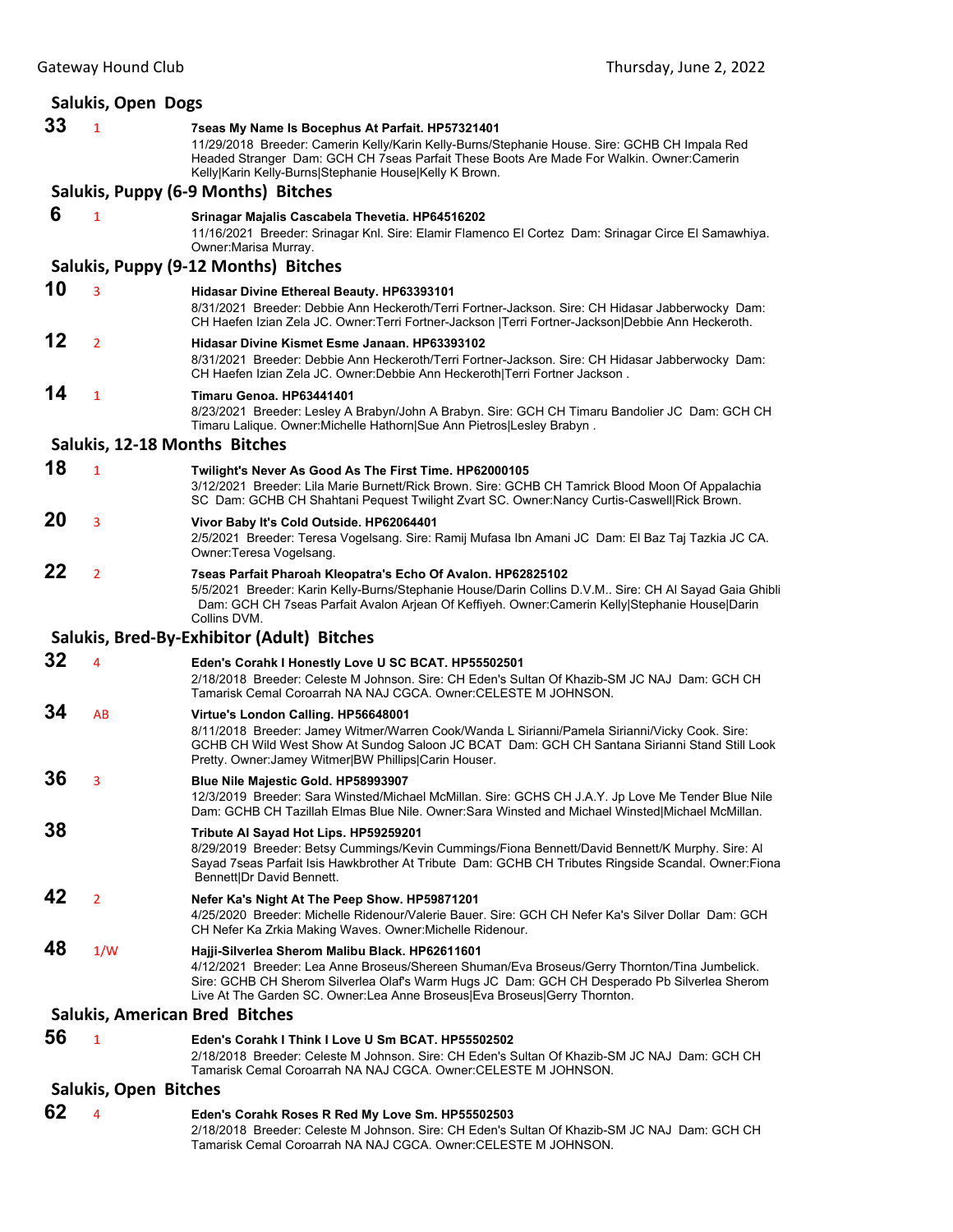## Salukis, Open Dogs

**33** 1 **7seas My Name Is Bocephus At Parfait. HP57321401**
11/29/2018 Breeder: Camerin Kelly/Karin Kelly-Burns/Stephanie House. Sire: GCHB CH Impala Red Headed Stranger Dam: GCH CH 7seas Parfait These Boots Are Made For Walkin. Owner:Camerin Kelly|Karin Kelly-Burns|Stephanie House|Kelly K Brown.

## Salukis, Puppy (6-9 Months) Bitches

**6** 1 **Srinagar Majalis Cascabela Thevetia. HP64516202**
11/16/2021 Breeder: Srinagar Knl. Sire: Elamir Flamenco El Cortez Dam: Srinagar Circe El Samawhiya. Owner:Marisa Murray.

## Salukis, Puppy (9-12 Months) Bitches

**10** 3 **Hidasar Divine Ethereal Beauty. HP63393101**
8/31/2021 Breeder: Debbie Ann Heckeroth/Terri Fortner-Jackson. Sire: CH Hidasar Jabberwocky Dam: CH Haefen Izian Zela JC. Owner:Terri Fortner-Jackson |Terri Fortner-Jackson|Debbie Ann Heckeroth.

**12** 2 **Hidasar Divine Kismet Esme Janaan. HP63393102**
8/31/2021 Breeder: Debbie Ann Heckeroth/Terri Fortner-Jackson. Sire: CH Hidasar Jabberwocky Dam: CH Haefen Izian Zela JC. Owner:Debbie Ann Heckeroth|Terri Fortner Jackson .

**14** 1 **Timaru Genoa. HP63441401**
8/23/2021 Breeder: Lesley A Brabyn/John A Brabyn. Sire: GCH CH Timaru Bandolier JC Dam: GCH CH Timaru Lalique. Owner:Michelle Hathorn|Sue Ann Pietros|Lesley Brabyn .

## Salukis, 12-18 Months Bitches

**18** 1 **Twilight's Never As Good As The First Time. HP62000105**
3/12/2021 Breeder: Lila Marie Burnett/Rick Brown. Sire: GCHB CH Tamrick Blood Moon Of Appalachia SC Dam: GCHB CH Shahtani Pequest Twilight Zvart SC. Owner:Nancy Curtis-Caswell|Rick Brown.

**20** 3 **Vivor Baby It's Cold Outside. HP62064401**
2/5/2021 Breeder: Teresa Vogelsang. Sire: Ramij Mufasa Ibn Amani JC Dam: El Baz Taj Tazkia JC CA. Owner:Teresa Vogelsang.

**22** 2 **7seas Parfait Pharoah Kleopatra's Echo Of Avalon. HP62825102**
5/5/2021 Breeder: Karin Kelly-Burns/Stephanie House/Darin Collins D.V.M.. Sire: CH Al Sayad Gaia Ghibli Dam: GCH CH 7seas Parfait Avalon Arjean Of Keffiyeh. Owner:Camerin Kelly|Stephanie House|Darin Collins DVM.

## Salukis, Bred-By-Exhibitor (Adult) Bitches

**32** 4 **Eden's Corahk I Honestly Love U SC BCAT. HP55502501**
2/18/2018 Breeder: Celeste M Johnson. Sire: CH Eden's Sultan Of Khazib-SM JC NAJ Dam: GCH CH Tamarisk Cemal Coroarrah NA NAJ CGCA. Owner:CELESTE M JOHNSON.

**34** AB **Virtue's London Calling. HP56648001**
8/11/2018 Breeder: Jamey Witmer/Warren Cook/Wanda L Sirianni/Pamela Sirianni/Vicky Cook. Sire: GCHB CH Wild West Show At Sundog Saloon JC BCAT Dam: GCH CH Santana Sirianni Stand Still Look Pretty. Owner:Jamey Witmer|BW Phillips|Carin Houser.

**36** 3 **Blue Nile Majestic Gold. HP58993907**
12/3/2019 Breeder: Sara Winsted/Michael McMillan. Sire: GCHS CH J.A.Y. Jp Love Me Tender Blue Nile Dam: GCHB CH Tazillah Elmas Blue Nile. Owner:Sara Winsted and Michael Winsted|Michael McMillan.

**38** **Tribute Al Sayad Hot Lips. HP59259201**
8/29/2019 Breeder: Betsy Cummings/Kevin Cummings/Fiona Bennett/David Bennett/K Murphy. Sire: Al Sayad 7seas Parfait Isis Hawkbrother At Tribute Dam: GCHB CH Tributes Ringside Scandal. Owner:Fiona Bennett|Dr David Bennett.

**42** 2 **Nefer Ka's Night At The Peep Show. HP59871201**
4/25/2020 Breeder: Michelle Ridenour/Valerie Bauer. Sire: GCH CH Nefer Ka's Silver Dollar Dam: GCH CH Nefer Ka Zrkia Making Waves. Owner:Michelle Ridenour.

**48** 1/W **Hajji-Silverlea Sherom Malibu Black. HP62611601**
4/12/2021 Breeder: Lea Anne Broseus/Shereen Shuman/Eva Broseus/Gerry Thornton/Tina Jumbelick. Sire: GCHB CH Sherom Silverlea Olaf's Warm Hugs JC Dam: GCH CH Desperado Pb Silverlea Sherom Live At The Garden SC. Owner:Lea Anne Broseus|Eva Broseus|Gerry Thornton.

## Salukis, American Bred Bitches

**56** 1 **Eden's Corahk I Think I Love U Sm BCAT. HP55502502**
2/18/2018 Breeder: Celeste M Johnson. Sire: CH Eden's Sultan Of Khazib-SM JC NAJ Dam: GCH CH Tamarisk Cemal Coroarrah NA NAJ CGCA. Owner:CELESTE M JOHNSON.

## Salukis, Open Bitches

**62** 4 **Eden's Corahk Roses R Red My Love Sm. HP55502503**
2/18/2018 Breeder: Celeste M Johnson. Sire: CH Eden's Sultan Of Khazib-SM JC NAJ Dam: GCH CH Tamarisk Cemal Coroarrah NA NAJ CGCA. Owner:CELESTE M JOHNSON.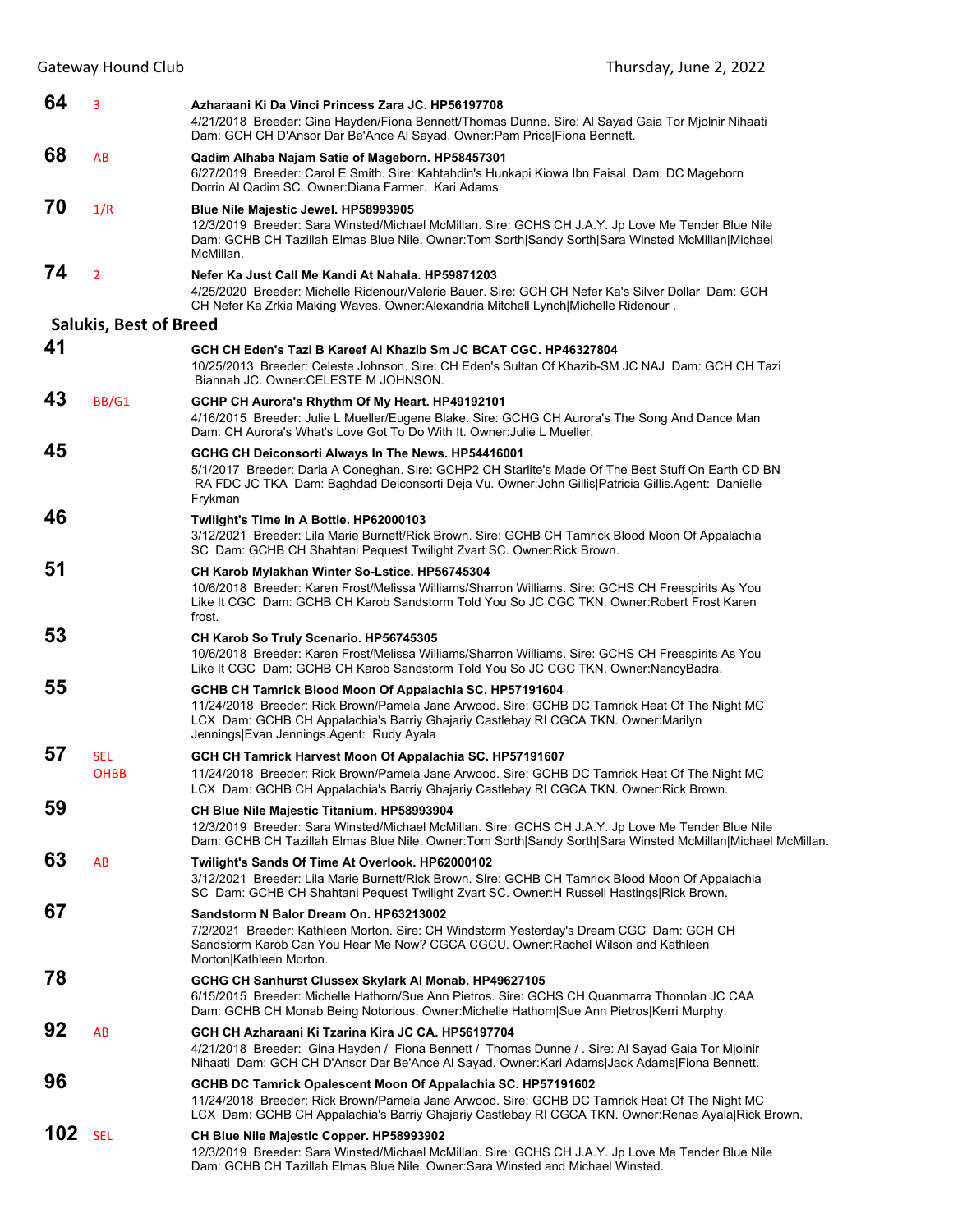**64** 3 **Azharaani Ki Da Vinci Princess Zara JC. HP56197708**
4/21/2018 Breeder: Gina Hayden/Fiona Bennett/Thomas Dunne. Sire: Al Sayad Gaia Tor Mjolnir Nihaati Dam: GCH CH D'Ansor Dar Be'Ance Al Sayad. Owner:Pam Price|Fiona Bennett.

**68** AB **Qadim Alhaba Najam Satie of Mageborn. HP58457301**
6/27/2019 Breeder: Carol E Smith. Sire: Kahtahdin's Hunkapi Kiowa Ibn Faisal Dam: DC Mageborn Dorrin Al Qadim SC. Owner:Diana Farmer. Kari Adams

**70** 1/R **Blue Nile Majestic Jewel. HP58993905**
12/3/2019 Breeder: Sara Winsted/Michael McMillan. Sire: GCHS CH J.A.Y. Jp Love Me Tender Blue Nile Dam: GCHB CH Tazillah Elmas Blue Nile. Owner:Tom Sorth|Sandy Sorth|Sara Winsted McMillan|Michael McMillan.

**74** 2 **Nefer Ka Just Call Me Kandi At Nahala. HP59871203**
4/25/2020 Breeder: Michelle Ridenour/Valerie Bauer. Sire: GCH CH Nefer Ka's Silver Dollar Dam: GCH CH Nefer Ka Zrkia Making Waves. Owner:Alexandria Mitchell Lynch|Michelle Ridenour .

## Salukis, Best of Breed

**41** **GCH CH Eden's Tazi B Kareef Al Khazib Sm JC BCAT CGC. HP46327804**
10/25/2013 Breeder: Celeste Johnson. Sire: CH Eden's Sultan Of Khazib-SM JC NAJ Dam: GCH CH Tazi Biannah JC. Owner:CELESTE M JOHNSON.

**43** BB/G1 **GCHP CH Aurora's Rhythm Of My Heart. HP49192101**
4/16/2015 Breeder: Julie L Mueller/Eugene Blake. Sire: GCHG CH Aurora's The Song And Dance Man Dam: CH Aurora's What's Love Got To Do With It. Owner:Julie L Mueller.

**45** **GCHG CH Deiconsorti Always In The News. HP54416001**
5/1/2017 Breeder: Daria A Coneghan. Sire: GCHP2 CH Starlite's Made Of The Best Stuff On Earth CD BN RA FDC JC TKA Dam: Baghdad Deiconsorti Deja Vu. Owner:John Gillis|Patricia Gillis.Agent: Danielle Frykman

**46** **Twilight's Time In A Bottle. HP62000103**
3/12/2021 Breeder: Lila Marie Burnett/Rick Brown. Sire: GCHB CH Tamrick Blood Moon Of Appalachia SC Dam: GCHB CH Shahtani Pequest Twilight Zvart SC. Owner:Rick Brown.

**51** **CH Karob Mylakhan Winter So-Lstice. HP56745304**
10/6/2018 Breeder: Karen Frost/Melissa Williams/Sharron Williams. Sire: GCHS CH Freespirits As You Like It CGC Dam: GCHB CH Karob Sandstorm Told You So JC CGC TKN. Owner:Robert Frost Karen frost.

**53** **CH Karob So Truly Scenario. HP56745305**
10/6/2018 Breeder: Karen Frost/Melissa Williams/Sharron Williams. Sire: GCHS CH Freespirits As You Like It CGC Dam: GCHB CH Karob Sandstorm Told You So JC CGC TKN. Owner:NancyBadra.

**55** **GCHB CH Tamrick Blood Moon Of Appalachia SC. HP57191604**
11/24/2018 Breeder: Rick Brown/Pamela Jane Arwood. Sire: GCHB DC Tamrick Heat Of The Night MC LCX Dam: GCHB CH Appalachia's Barriy Ghajariy Castlebay RI CGCA TKN. Owner:Marilyn Jennings|Evan Jennings.Agent: Rudy Ayala

**57** SEL OHBB **GCH CH Tamrick Harvest Moon Of Appalachia SC. HP57191607**
11/24/2018 Breeder: Rick Brown/Pamela Jane Arwood. Sire: GCHB DC Tamrick Heat Of The Night MC LCX Dam: GCHB CH Appalachia's Barriy Ghajariy Castlebay RI CGCA TKN. Owner:Rick Brown.

**59** **CH Blue Nile Majestic Titanium. HP58993904**
12/3/2019 Breeder: Sara Winsted/Michael McMillan. Sire: GCHS CH J.A.Y. Jp Love Me Tender Blue Nile Dam: GCHB CH Tazillah Elmas Blue Nile. Owner:Tom Sorth|Sandy Sorth|Sara Winsted McMillan|Michael McMillan.

**63** AB **Twilight's Sands Of Time At Overlook. HP62000102**
3/12/2021 Breeder: Lila Marie Burnett/Rick Brown. Sire: GCHB CH Tamrick Blood Moon Of Appalachia SC Dam: GCHB CH Shahtani Pequest Twilight Zvart SC. Owner:H Russell Hastings|Rick Brown.

**67** **Sandstorm N Balor Dream On. HP63213002**
7/2/2021 Breeder: Kathleen Morton. Sire: CH Windstorm Yesterday's Dream CGC Dam: GCH CH Sandstorm Karob Can You Hear Me Now? CGCA CGCU. Owner:Rachel Wilson and Kathleen Morton|Kathleen Morton.

**78** **GCHG CH Sanhurst Clussex Skylark Al Monab. HP49627105**
6/15/2015 Breeder: Michelle Hathorn/Sue Ann Pietros. Sire: GCHS CH Quanmarra Thonolan JC CAA Dam: GCHB CH Monab Being Notorious. Owner:Michelle Hathorn|Sue Ann Pietros|Kerri Murphy.

**92** AB **GCH CH Azharaani Ki Tzarina Kira JC CA. HP56197704**
4/21/2018 Breeder: Gina Hayden / Fiona Bennett / Thomas Dunne / . Sire: Al Sayad Gaia Tor Mjolnir Nihaati Dam: GCH CH D'Ansor Dar Be'Ance Al Sayad. Owner:Kari Adams|Jack Adams|Fiona Bennett.

**96** **GCHB DC Tamrick Opalescent Moon Of Appalachia SC. HP57191602**
11/24/2018 Breeder: Rick Brown/Pamela Jane Arwood. Sire: GCHB DC Tamrick Heat Of The Night MC LCX Dam: GCHB CH Appalachia's Barriy Ghajariy Castlebay RI CGCA TKN. Owner:Renae Ayala|Rick Brown.

**102** SEL **CH Blue Nile Majestic Copper. HP58993902**
12/3/2019 Breeder: Sara Winsted/Michael McMillan. Sire: GCHS CH J.A.Y. Jp Love Me Tender Blue Nile Dam: GCHB CH Tazillah Elmas Blue Nile. Owner:Sara Winsted and Michael Winsted.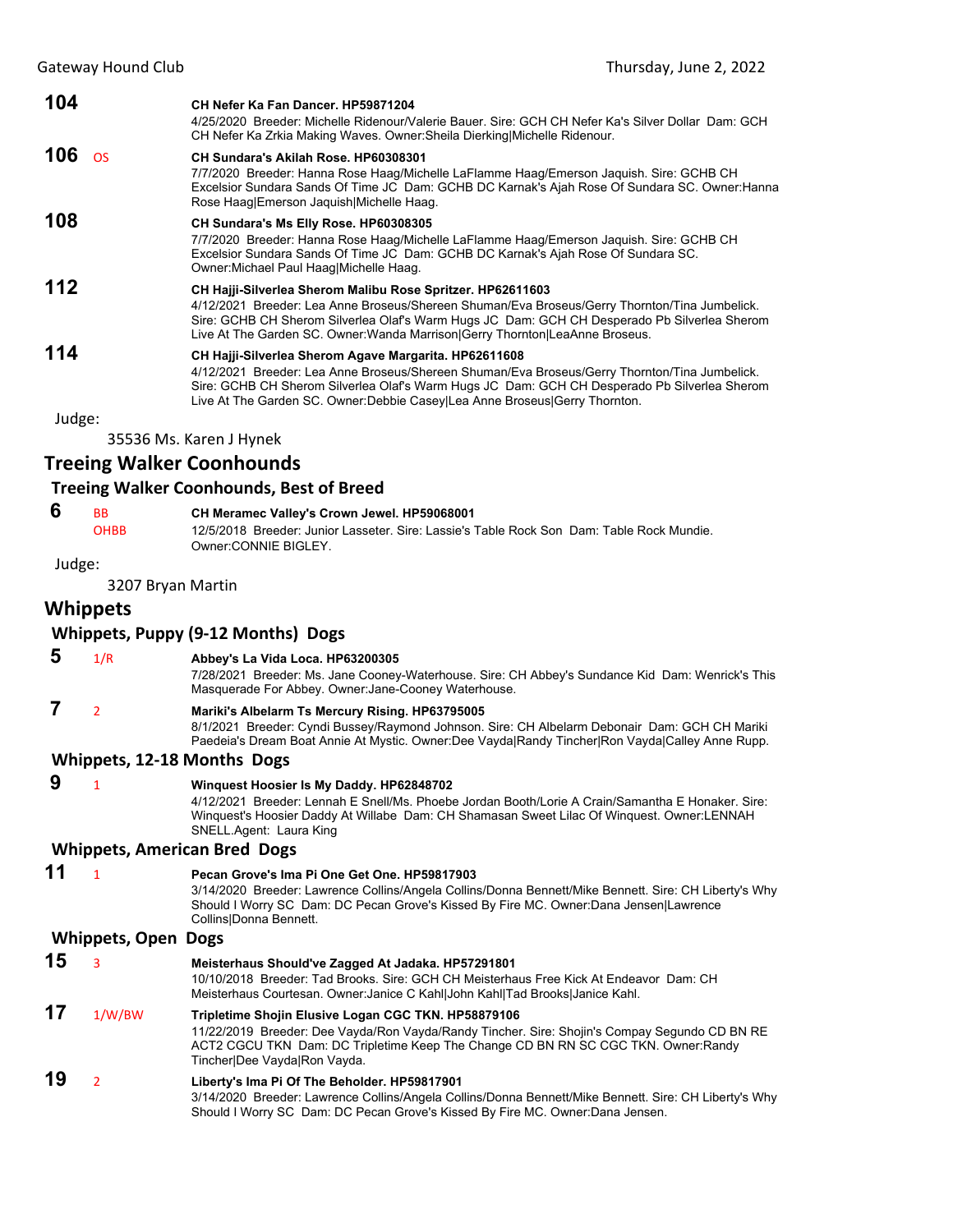**104** **CH Nefer Ka Fan Dancer. HP59871204**
4/25/2020 Breeder: Michelle Ridenour/Valerie Bauer. Sire: GCH CH Nefer Ka's Silver Dollar Dam: GCH CH Nefer Ka Zrkia Making Waves. Owner:Sheila Dierking|Michelle Ridenour.

**106** OS **CH Sundara's Akilah Rose. HP60308301**
7/7/2020 Breeder: Hanna Rose Haag/Michelle LaFlamme Haag/Emerson Jaquish. Sire: GCHB CH Excelsior Sundara Sands Of Time JC Dam: GCHB DC Karnak's Ajah Rose Of Sundara SC. Owner:Hanna Rose Haag|Emerson Jaquish|Michelle Haag.

**108** **CH Sundara's Ms Elly Rose. HP60308305**
7/7/2020 Breeder: Hanna Rose Haag/Michelle LaFlamme Haag/Emerson Jaquish. Sire: GCHB CH Excelsior Sundara Sands Of Time JC Dam: GCHB DC Karnak's Ajah Rose Of Sundara SC. Owner:Michael Paul Haag|Michelle Haag.

**112** **CH Hajji-Silverlea Sherom Malibu Rose Spritzer. HP62611603**
4/12/2021 Breeder: Lea Anne Broseus/Shereen Shuman/Eva Broseus/Gerry Thornton/Tina Jumbelick. Sire: GCHB CH Sherom Silverlea Olaf's Warm Hugs JC Dam: GCH CH Desperado Pb Silverlea Sherom Live At The Garden SC. Owner:Wanda Marrison|Gerry Thornton|LeaAnne Broseus.

**114** **CH Hajji-Silverlea Sherom Agave Margarita. HP62611608**
4/12/2021 Breeder: Lea Anne Broseus/Shereen Shuman/Eva Broseus/Gerry Thornton/Tina Jumbelick. Sire: GCHB CH Sherom Silverlea Olaf's Warm Hugs JC Dam: GCH CH Desperado Pb Silverlea Sherom Live At The Garden SC. Owner:Debbie Casey|Lea Anne Broseus|Gerry Thornton.

Judge:

35536 Ms. Karen J Hynek

## Treeing Walker Coonhounds

### Treeing Walker Coonhounds, Best of Breed

**6** BB OHBB **CH Meramec Valley's Crown Jewel. HP59068001**
12/5/2018 Breeder: Junior Lasseter. Sire: Lassie's Table Rock Son Dam: Table Rock Mundie. Owner:CONNIE BIGLEY.

Judge:

3207 Bryan Martin

## Whippets

### Whippets, Puppy (9-12 Months) Dogs

**5** 1/R **Abbey's La Vida Loca. HP63200305**
7/28/2021 Breeder: Ms. Jane Cooney-Waterhouse. Sire: CH Abbey's Sundance Kid Dam: Wenrick's This Masquerade For Abbey. Owner:Jane-Cooney Waterhouse.

**7** 2 **Mariki's Albelarm Ts Mercury Rising. HP63795005**
8/1/2021 Breeder: Cyndi Bussey/Raymond Johnson. Sire: CH Albelarm Debonair Dam: GCH CH Mariki Paedeia's Dream Boat Annie At Mystic. Owner:Dee Vayda|Randy Tincher|Ron Vayda|Calley Anne Rupp.

### Whippets, 12-18 Months Dogs

**9** 1 **Winquest Hoosier Is My Daddy. HP62848702**
4/12/2021 Breeder: Lennah E Snell/Ms. Phoebe Jordan Booth/Lorie A Crain/Samantha E Honaker. Sire: Winquest's Hoosier Daddy At Willabe Dam: CH Shamasan Sweet Lilac Of Winquest. Owner:LENNAH SNELL.Agent: Laura King

### Whippets, American Bred Dogs

**11** 1 **Pecan Grove's Ima Pi One Get One. HP59817903**
3/14/2020 Breeder: Lawrence Collins/Angela Collins/Donna Bennett/Mike Bennett. Sire: CH Liberty's Why Should I Worry SC Dam: DC Pecan Grove's Kissed By Fire MC. Owner:Dana Jensen|Lawrence Collins|Donna Bennett.

### Whippets, Open Dogs

**15** 3 **Meisterhaus Should've Zagged At Jadaka. HP57291801**
10/10/2018 Breeder: Tad Brooks. Sire: GCH CH Meisterhaus Free Kick At Endeavor Dam: CH Meisterhaus Courtesan. Owner:Janice C Kahl|John Kahl|Tad Brooks|Janice Kahl.

**17** 1/W/BW **Tripletime Shojin Elusive Logan CGC TKN. HP58879106**
11/22/2019 Breeder: Dee Vayda/Ron Vayda/Randy Tincher. Sire: Shojin's Compay Segundo CD BN RE ACT2 CGCU TKN Dam: DC Tripletime Keep The Change CD BN RN SC CGC TKN. Owner:Randy Tincher|Dee Vayda|Ron Vayda.

**19** 2 **Liberty's Ima Pi Of The Beholder. HP59817901**
3/14/2020 Breeder: Lawrence Collins/Angela Collins/Donna Bennett/Mike Bennett. Sire: CH Liberty's Why Should I Worry SC Dam: DC Pecan Grove's Kissed By Fire MC. Owner:Dana Jensen.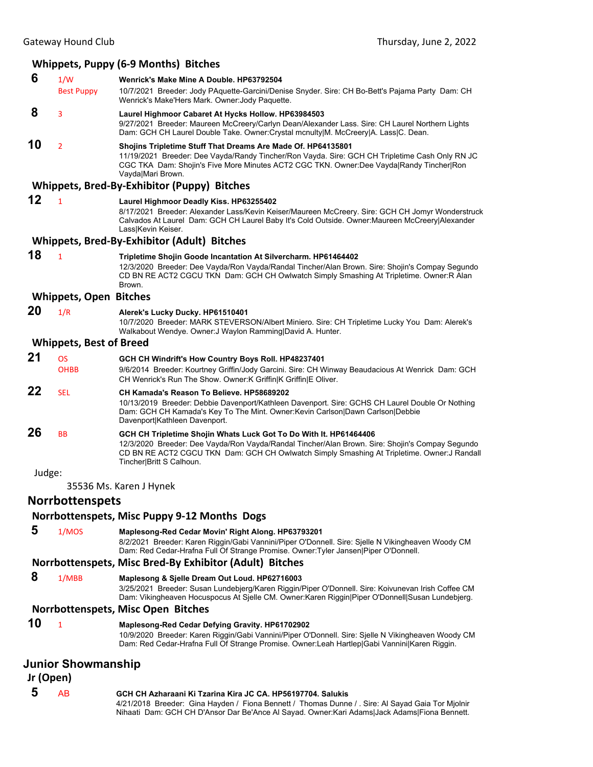### Whippets, Puppy (6-9 Months) Bitches

**6** 1/W Best Puppy **Wenrick's Make Mine A Double. HP63792504**
10/7/2021 Breeder: Jody PAquette-Garcini/Denise Snyder. Sire: CH Bo-Bett's Pajama Party Dam: CH Wenrick's Make'Hers Mark. Owner:Jody Paquette.

**8** 3 **Laurel Highmoor Cabaret At Hycks Hollow. HP63984503**
9/27/2021 Breeder: Maureen McCreery/Carlyn Dean/Alexander Lass. Sire: CH Laurel Northern Lights Dam: GCH CH Laurel Double Take. Owner:Crystal mcnulty|M. McCreery|A. Lass|C. Dean.

**10** 2 **Shojins Tripletime Stuff That Dreams Are Made Of. HP64135801**
11/19/2021 Breeder: Dee Vayda/Randy Tincher/Ron Vayda. Sire: GCH CH Tripletime Cash Only RN JC CGC TKA Dam: Shojin's Five More Minutes ACT2 CGC TKN. Owner:Dee Vayda|Randy Tincher|Ron Vayda|Mari Brown.

### Whippets, Bred-By-Exhibitor (Puppy) Bitches

**12** 1 **Laurel Highmoor Deadly Kiss. HP63255402**
8/17/2021 Breeder: Alexander Lass/Kevin Keiser/Maureen McCreery. Sire: GCH CH Jomyr Wonderstruck Calvados At Laurel Dam: GCH CH Laurel Baby It's Cold Outside. Owner:Maureen McCreery|Alexander Lass|Kevin Keiser.

### Whippets, Bred-By-Exhibitor (Adult) Bitches

**18** 1 **Tripletime Shojin Goode Incantation At Silvercharm. HP61464402**
12/3/2020 Breeder: Dee Vayda/Ron Vayda/Randal Tincher/Alan Brown. Sire: Shojin's Compay Segundo CD BN RE ACT2 CGCU TKN Dam: GCH CH Owlwatch Simply Smashing At Tripletime. Owner:R Alan Brown.

### Whippets, Open Bitches

**20** 1/R **Alerek's Lucky Ducky. HP61510401**
10/7/2020 Breeder: MARK STEVERSON/Albert Miniero. Sire: CH Tripletime Lucky You Dam: Alerek's Walkabout Wendye. Owner:J Waylon Ramming|David A. Hunter.

### Whippets, Best of Breed

**21** OS OHBB **GCH CH Windrift's How Country Boys Roll. HP48237401**
9/6/2014 Breeder: Kourtney Griffin/Jody Garcini. Sire: CH Winway Beaudacious At Wenrick Dam: GCH CH Wenrick's Run The Show. Owner:K Griffin|K Griffin|E Oliver.

**22** SEL **CH Kamada's Reason To Believe. HP58689202**
10/13/2019 Breeder: Debbie Davenport/Kathleen Davenport. Sire: GCHS CH Laurel Double Or Nothing Dam: GCH CH Kamada's Key To The Mint. Owner:Kevin Carlson|Dawn Carlson|Debbie Davenport|Kathleen Davenport.

**26** BB **GCH CH Tripletime Shojin Whats Luck Got To Do With It. HP61464406**
12/3/2020 Breeder: Dee Vayda/Ron Vayda/Randal Tincher/Alan Brown. Sire: Shojin's Compay Segundo CD BN RE ACT2 CGCU TKN Dam: GCH CH Owlwatch Simply Smashing At Tripletime. Owner:J Randall Tincher|Britt S Calhoun.

Judge:

35536 Ms. Karen J Hynek

## Norrbottenspets

### Norrbottenspets, Misc Puppy 9-12 Months Dogs

**5** 1/MOS **Maplesong-Red Cedar Movin' Right Along. HP63793201**
8/2/2021 Breeder: Karen Riggin/Gabi Vannini/Piper O'Donnell. Sire: Sjelle N Vikingheaven Woody CM Dam: Red Cedar-Hrafna Full Of Strange Promise. Owner:Tyler Jansen|Piper O'Donnell.

### Norrbottenspets, Misc Bred-By Exhibitor (Adult) Bitches

**8** 1/MBB **Maplesong & Sjelle Dream Out Loud. HP62716003**
3/25/2021 Breeder: Susan Lundebjerg/Karen Riggin/Piper O'Donnell. Sire: Koivunevan Irish Coffee CM Dam: Vikingheaven Hocuspocus At Sjelle CM. Owner:Karen Riggin|Piper O'Donnell|Susan Lundebjerg.

### Norrbottenspets, Misc Open Bitches

**10** 1 **Maplesong-Red Cedar Defying Gravity. HP61702902**
10/9/2020 Breeder: Karen Riggin/Gabi Vannini/Piper O'Donnell. Sire: Sjelle N Vikingheaven Woody CM Dam: Red Cedar-Hrafna Full Of Strange Promise. Owner:Leah Hartlep|Gabi Vannini|Karen Riggin.

## Junior Showmanship

### Jr (Open)

**5** AB **GCH CH Azharaani Ki Tzarina Kira JC CA. HP56197704. Salukis**
4/21/2018 Breeder: Gina Hayden / Fiona Bennett / Thomas Dunne / . Sire: Al Sayad Gaia Tor Mjolnir Nihaati Dam: GCH CH D'Ansor Dar Be'Ance Al Sayad. Owner:Kari Adams|Jack Adams|Fiona Bennett.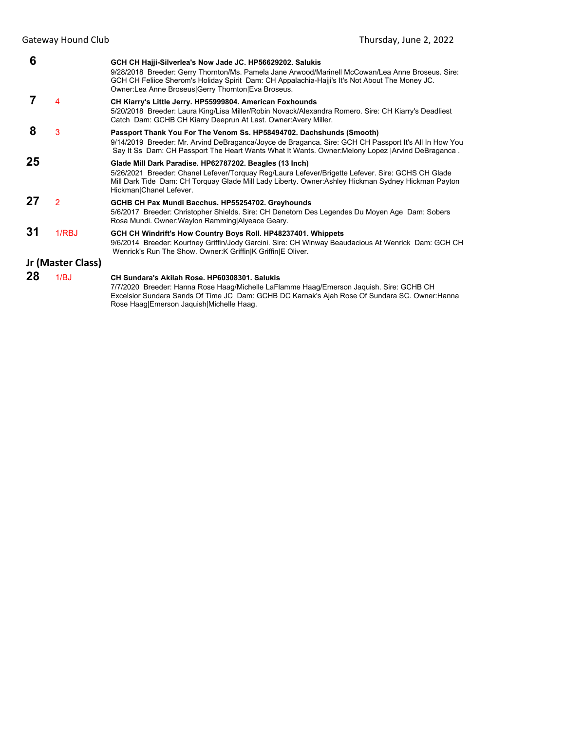**6** GCH CH Hajji-Silverlea's Now Jade JC. HP56629202. Salukis
9/28/2018 Breeder: Gerry Thornton/Ms. Pamela Jane Arwood/Marinell McCowan/Lea Anne Broseus. Sire: GCH CH Feliice Sherom's Holiday Spirit Dam: CH Appalachia-Hajji's It's Not About The Money JC. Owner:Lea Anne Broseus|Gerry Thornton|Eva Broseus.

**7** 4 **CH Kiarry's Little Jerry. HP55999804. American Foxhounds**
5/20/2018 Breeder: Laura King/Lisa Miller/Robin Novack/Alexandra Romero. Sire: CH Kiarry's Deadliest Catch Dam: GCHB CH Kiarry Deeprun At Last. Owner:Avery Miller.

**8** 3 **Passport Thank You For The Venom Ss. HP58494702. Dachshunds (Smooth)**
9/14/2019 Breeder: Mr. Arvind DeBraganca/Joyce de Braganca. Sire: GCH CH Passport It's All In How You Say It Ss Dam: CH Passport The Heart Wants What It Wants. Owner:Melony Lopez |Arvind DeBraganca .

**25** **Glade Mill Dark Paradise. HP62787202. Beagles (13 Inch)**
5/26/2021 Breeder: Chanel Lefever/Torquay Reg/Laura Lefever/Brigette Lefever. Sire: GCHS CH Glade Mill Dark Tide Dam: CH Torquay Glade Mill Lady Liberty. Owner:Ashley Hickman Sydney Hickman Payton Hickman|Chanel Lefever.

**27** 2 **GCHB CH Pax Mundi Bacchus. HP55254702. Greyhounds**
5/6/2017 Breeder: Christopher Shields. Sire: CH Denetorn Des Legendes Du Moyen Age Dam: Sobers Rosa Mundi. Owner:Waylon Ramming|Alyeace Geary.

**31** 1/RBJ **GCH CH Windrift's How Country Boys Roll. HP48237401. Whippets**
9/6/2014 Breeder: Kourtney Griffin/Jody Garcini. Sire: CH Winway Beaudacious At Wenrick Dam: GCH CH Wenrick's Run The Show. Owner:K Griffin|K Griffin|E Oliver.

## Jr (Master Class)

**28** 1/BJ **CH Sundara's Akilah Rose. HP60308301. Salukis**
7/7/2020 Breeder: Hanna Rose Haag/Michelle LaFlamme Haag/Emerson Jaquish. Sire: GCHB CH Excelsior Sundara Sands Of Time JC Dam: GCHB DC Karnak's Ajah Rose Of Sundara SC. Owner:Hanna Rose Haag|Emerson Jaquish|Michelle Haag.